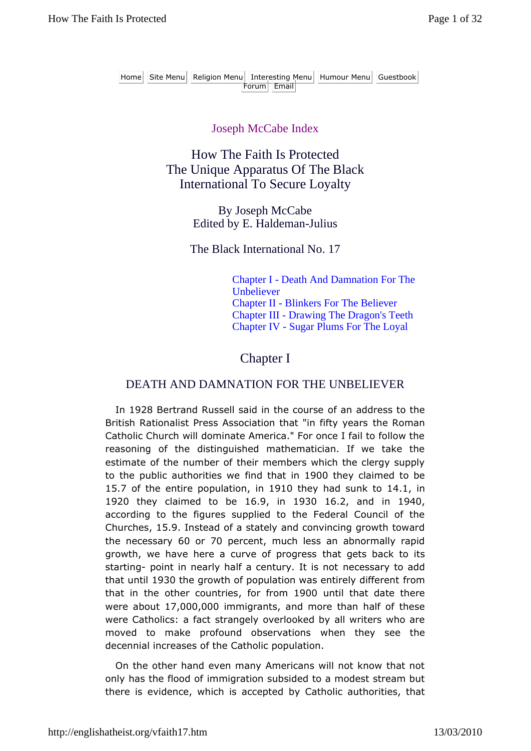Home | Site Menu | Religion Menu | Interesting Menu | Humour Menu | Guestbook | Forum | Email

Joseph McCabe Index

# How The Faith Is Protected
## The Unique Apparatus Of The Black International To Secure Loyalty

By Joseph McCabe
Edited by E. Haldeman-Julius

The Black International No. 17

- Chapter I - Death And Damnation For The Unbeliever
- Chapter II - Blinkers For The Believer
- Chapter III - Drawing The Dragon's Teeth
- Chapter IV - Sugar Plums For The Loyal

## Chapter I

### DEATH AND DAMNATION FOR THE UNBELIEVER

In 1928 Bertrand Russell said in the course of an address to the British Rationalist Press Association that "in fifty years the Roman Catholic Church will dominate America." For once I fail to follow the reasoning of the distinguished mathematician. If we take the estimate of the number of their members which the clergy supply to the public authorities we find that in 1900 they claimed to be 15.7 of the entire population, in 1910 they had sunk to 14.1, in 1920 they claimed to be 16.9, in 1930 16.2, and in 1940, according to the figures supplied to the Federal Council of the Churches, 15.9. Instead of a stately and convincing growth toward the necessary 60 or 70 percent, much less an abnormally rapid growth, we have here a curve of progress that gets back to its starting- point in nearly half a century. It is not necessary to add that until 1930 the growth of population was entirely different from that in the other countries, for from 1900 until that date there were about 17,000,000 immigrants, and more than half of these were Catholics: a fact strangely overlooked by all writers who are moved to make profound observations when they see the decennial increases of the Catholic population.

On the other hand even many Americans will not know that not only has the flood of immigration subsided to a modest stream but there is evidence, which is accepted by Catholic authorities, that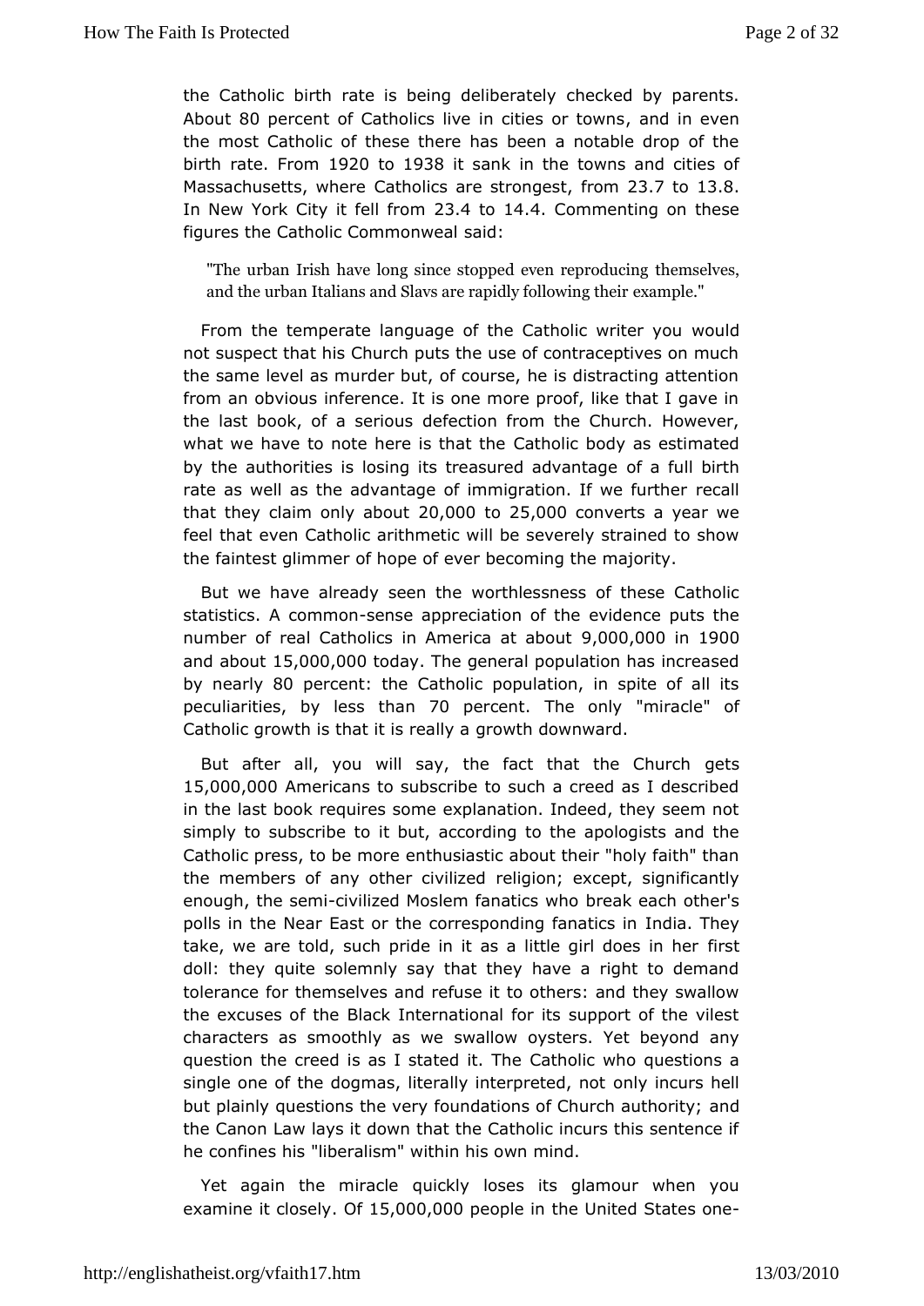the Catholic birth rate is being deliberately checked by parents. About 80 percent of Catholics live in cities or towns, and in even the most Catholic of these there has been a notable drop of the birth rate. From 1920 to 1938 it sank in the towns and cities of Massachusetts, where Catholics are strongest, from 23.7 to 13.8. In New York City it fell from 23.4 to 14.4. Commenting on these figures the Catholic Commonweal said:

> "The urban Irish have long since stopped even reproducing themselves, and the urban Italians and Slavs are rapidly following their example."

From the temperate language of the Catholic writer you would not suspect that his Church puts the use of contraceptives on much the same level as murder but, of course, he is distracting attention from an obvious inference. It is one more proof, like that I gave in the last book, of a serious defection from the Church. However, what we have to note here is that the Catholic body as estimated by the authorities is losing its treasured advantage of a full birth rate as well as the advantage of immigration. If we further recall that they claim only about 20,000 to 25,000 converts a year we feel that even Catholic arithmetic will be severely strained to show the faintest glimmer of hope of ever becoming the majority.

But we have already seen the worthlessness of these Catholic statistics. A common-sense appreciation of the evidence puts the number of real Catholics in America at about 9,000,000 in 1900 and about 15,000,000 today. The general population has increased by nearly 80 percent: the Catholic population, in spite of all its peculiarities, by less than 70 percent. The only "miracle" of Catholic growth is that it is really a growth downward.

But after all, you will say, the fact that the Church gets 15,000,000 Americans to subscribe to such a creed as I described in the last book requires some explanation. Indeed, they seem not simply to subscribe to it but, according to the apologists and the Catholic press, to be more enthusiastic about their "holy faith" than the members of any other civilized religion; except, significantly enough, the semi-civilized Moslem fanatics who break each other's polls in the Near East or the corresponding fanatics in India. They take, we are told, such pride in it as a little girl does in her first doll: they quite solemnly say that they have a right to demand tolerance for themselves and refuse it to others: and they swallow the excuses of the Black International for its support of the vilest characters as smoothly as we swallow oysters. Yet beyond any question the creed is as I stated it. The Catholic who questions a single one of the dogmas, literally interpreted, not only incurs hell but plainly questions the very foundations of Church authority; and the Canon Law lays it down that the Catholic incurs this sentence if he confines his "liberalism" within his own mind.

Yet again the miracle quickly loses its glamour when you examine it closely. Of 15,000,000 people in the United States one-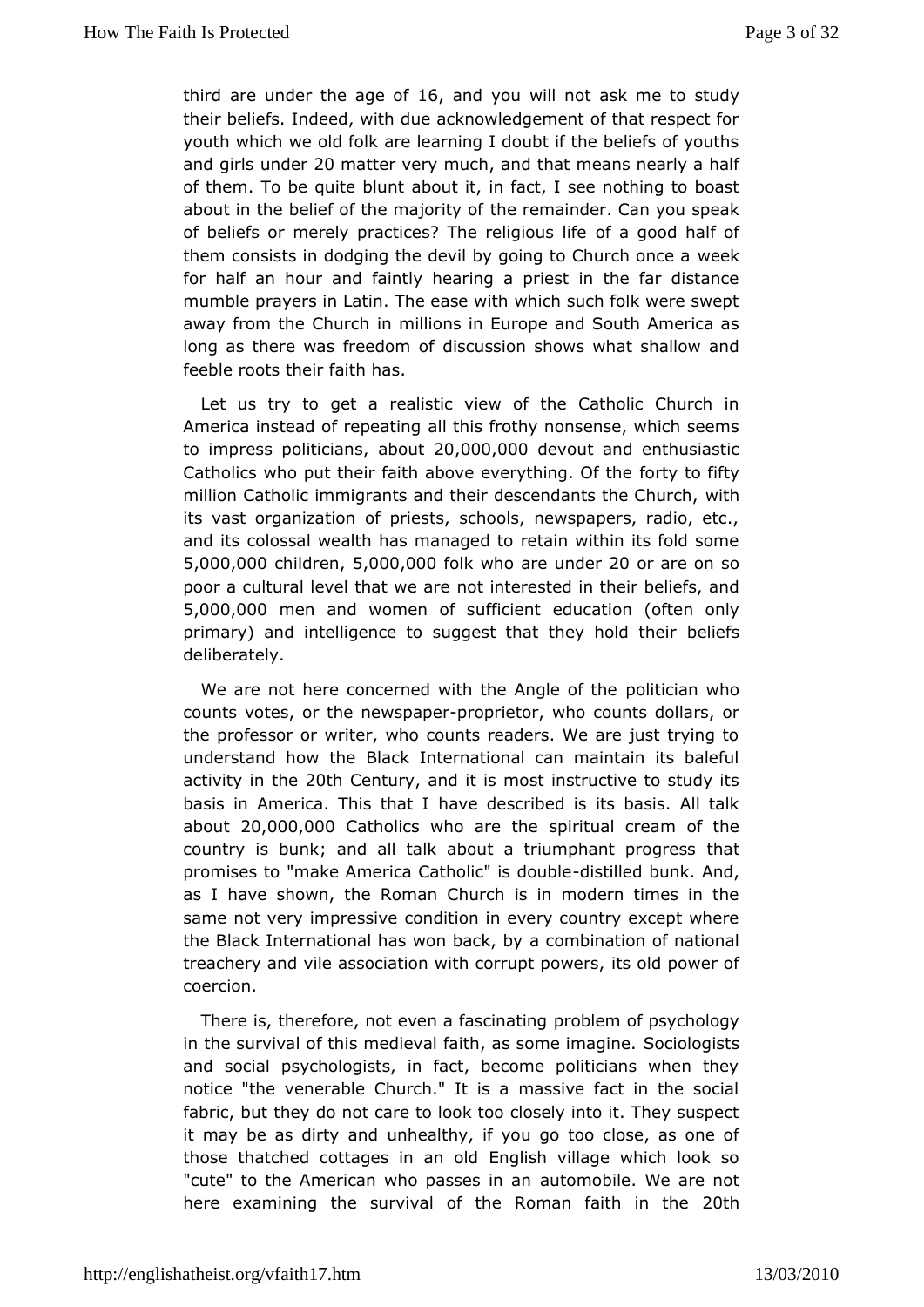third are under the age of 16, and you will not ask me to study their beliefs. Indeed, with due acknowledgement of that respect for youth which we old folk are learning I doubt if the beliefs of youths and girls under 20 matter very much, and that means nearly a half of them. To be quite blunt about it, in fact, I see nothing to boast about in the belief of the majority of the remainder. Can you speak of beliefs or merely practices? The religious life of a good half of them consists in dodging the devil by going to Church once a week for half an hour and faintly hearing a priest in the far distance mumble prayers in Latin. The ease with which such folk were swept away from the Church in millions in Europe and South America as long as there was freedom of discussion shows what shallow and feeble roots their faith has.

Let us try to get a realistic view of the Catholic Church in America instead of repeating all this frothy nonsense, which seems to impress politicians, about 20,000,000 devout and enthusiastic Catholics who put their faith above everything. Of the forty to fifty million Catholic immigrants and their descendants the Church, with its vast organization of priests, schools, newspapers, radio, etc., and its colossal wealth has managed to retain within its fold some 5,000,000 children, 5,000,000 folk who are under 20 or are on so poor a cultural level that we are not interested in their beliefs, and 5,000,000 men and women of sufficient education (often only primary) and intelligence to suggest that they hold their beliefs deliberately.

We are not here concerned with the Angle of the politician who counts votes, or the newspaper-proprietor, who counts dollars, or the professor or writer, who counts readers. We are just trying to understand how the Black International can maintain its baleful activity in the 20th Century, and it is most instructive to study its basis in America. This that I have described is its basis. All talk about 20,000,000 Catholics who are the spiritual cream of the country is bunk; and all talk about a triumphant progress that promises to "make America Catholic" is double-distilled bunk. And, as I have shown, the Roman Church is in modern times in the same not very impressive condition in every country except where the Black International has won back, by a combination of national treachery and vile association with corrupt powers, its old power of coercion.

There is, therefore, not even a fascinating problem of psychology in the survival of this medieval faith, as some imagine. Sociologists and social psychologists, in fact, become politicians when they notice "the venerable Church." It is a massive fact in the social fabric, but they do not care to look too closely into it. They suspect it may be as dirty and unhealthy, if you go too close, as one of those thatched cottages in an old English village which look so "cute" to the American who passes in an automobile. We are not here examining the survival of the Roman faith in the 20th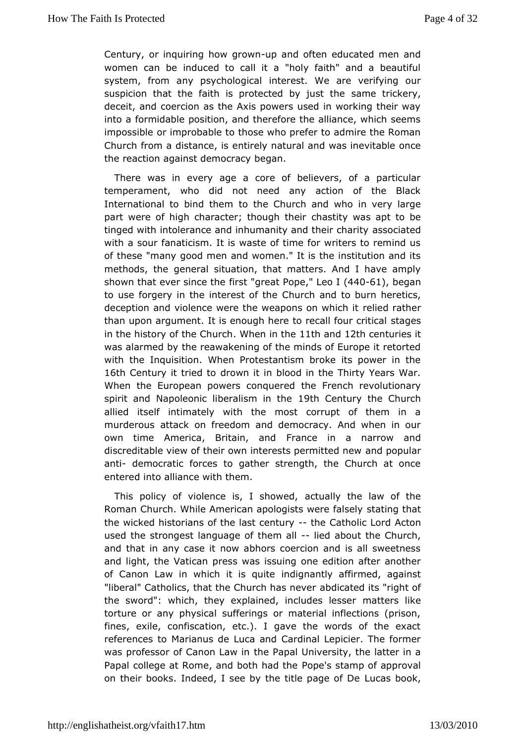Century, or inquiring how grown-up and often educated men and women can be induced to call it a "holy faith" and a beautiful system, from any psychological interest. We are verifying our suspicion that the faith is protected by just the same trickery, deceit, and coercion as the Axis powers used in working their way into a formidable position, and therefore the alliance, which seems impossible or improbable to those who prefer to admire the Roman Church from a distance, is entirely natural and was inevitable once the reaction against democracy began.

There was in every age a core of believers, of a particular temperament, who did not need any action of the Black International to bind them to the Church and who in very large part were of high character; though their chastity was apt to be tinged with intolerance and inhumanity and their charity associated with a sour fanaticism. It is waste of time for writers to remind us of these "many good men and women." It is the institution and its methods, the general situation, that matters. And I have amply shown that ever since the first "great Pope," Leo I (440-61), began to use forgery in the interest of the Church and to burn heretics, deception and violence were the weapons on which it relied rather than upon argument. It is enough here to recall four critical stages in the history of the Church. When in the 11th and 12th centuries it was alarmed by the reawakening of the minds of Europe it retorted with the Inquisition. When Protestantism broke its power in the 16th Century it tried to drown it in blood in the Thirty Years War. When the European powers conquered the French revolutionary spirit and Napoleonic liberalism in the 19th Century the Church allied itself intimately with the most corrupt of them in a murderous attack on freedom and democracy. And when in our own time America, Britain, and France in a narrow and discreditable view of their own interests permitted new and popular anti- democratic forces to gather strength, the Church at once entered into alliance with them.

This policy of violence is, I showed, actually the law of the Roman Church. While American apologists were falsely stating that the wicked historians of the last century -- the Catholic Lord Acton used the strongest language of them all -- lied about the Church, and that in any case it now abhors coercion and is all sweetness and light, the Vatican press was issuing one edition after another of Canon Law in which it is quite indignantly affirmed, against "liberal" Catholics, that the Church has never abdicated its "right of the sword": which, they explained, includes lesser matters like torture or any physical sufferings or material inflections (prison, fines, exile, confiscation, etc.). I gave the words of the exact references to Marianus de Luca and Cardinal Lepicier. The former was professor of Canon Law in the Papal University, the latter in a Papal college at Rome, and both had the Pope's stamp of approval on their books. Indeed, I see by the title page of De Lucas book,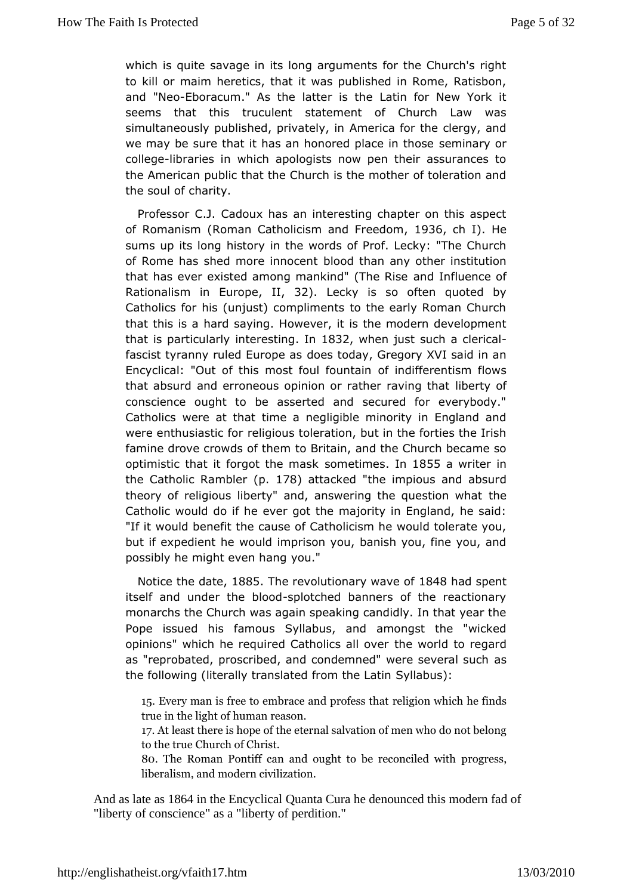which is quite savage in its long arguments for the Church's right to kill or maim heretics, that it was published in Rome, Ratisbon, and "Neo-Eboracum." As the latter is the Latin for New York it seems that this truculent statement of Church Law was simultaneously published, privately, in America for the clergy, and we may be sure that it has an honored place in those seminary or college-libraries in which apologists now pen their assurances to the American public that the Church is the mother of toleration and the soul of charity.

Professor C.J. Cadoux has an interesting chapter on this aspect of Romanism (Roman Catholicism and Freedom, 1936, ch I). He sums up its long history in the words of Prof. Lecky: "The Church of Rome has shed more innocent blood than any other institution that has ever existed among mankind" (The Rise and Influence of Rationalism in Europe, II, 32). Lecky is so often quoted by Catholics for his (unjust) compliments to the early Roman Church that this is a hard saying. However, it is the modern development that is particularly interesting. In 1832, when just such a clerical-fascist tyranny ruled Europe as does today, Gregory XVI said in an Encyclical: "Out of this most foul fountain of indifferentism flows that absurd and erroneous opinion or rather raving that liberty of conscience ought to be asserted and secured for everybody." Catholics were at that time a negligible minority in England and were enthusiastic for religious toleration, but in the forties the Irish famine drove crowds of them to Britain, and the Church became so optimistic that it forgot the mask sometimes. In 1855 a writer in the Catholic Rambler (p. 178) attacked "the impious and absurd theory of religious liberty" and, answering the question what the Catholic would do if he ever got the majority in England, he said: "If it would benefit the cause of Catholicism he would tolerate you, but if expedient he would imprison you, banish you, fine you, and possibly he might even hang you."

Notice the date, 1885. The revolutionary wave of 1848 had spent itself and under the blood-splotched banners of the reactionary monarchs the Church was again speaking candidly. In that year the Pope issued his famous Syllabus, and amongst the "wicked opinions" which he required Catholics all over the world to regard as "reprobated, proscribed, and condemned" were several such as the following (literally translated from the Latin Syllabus):

> 15. Every man is free to embrace and profess that religion which he finds true in the light of human reason.
>
> 17. At least there is hope of the eternal salvation of men who do not belong to the true Church of Christ.
>
> 80. The Roman Pontiff can and ought to be reconciled with progress, liberalism, and modern civilization.

And as late as 1864 in the Encyclical Quanta Cura he denounced this modern fad of "liberty of conscience" as a "liberty of perdition."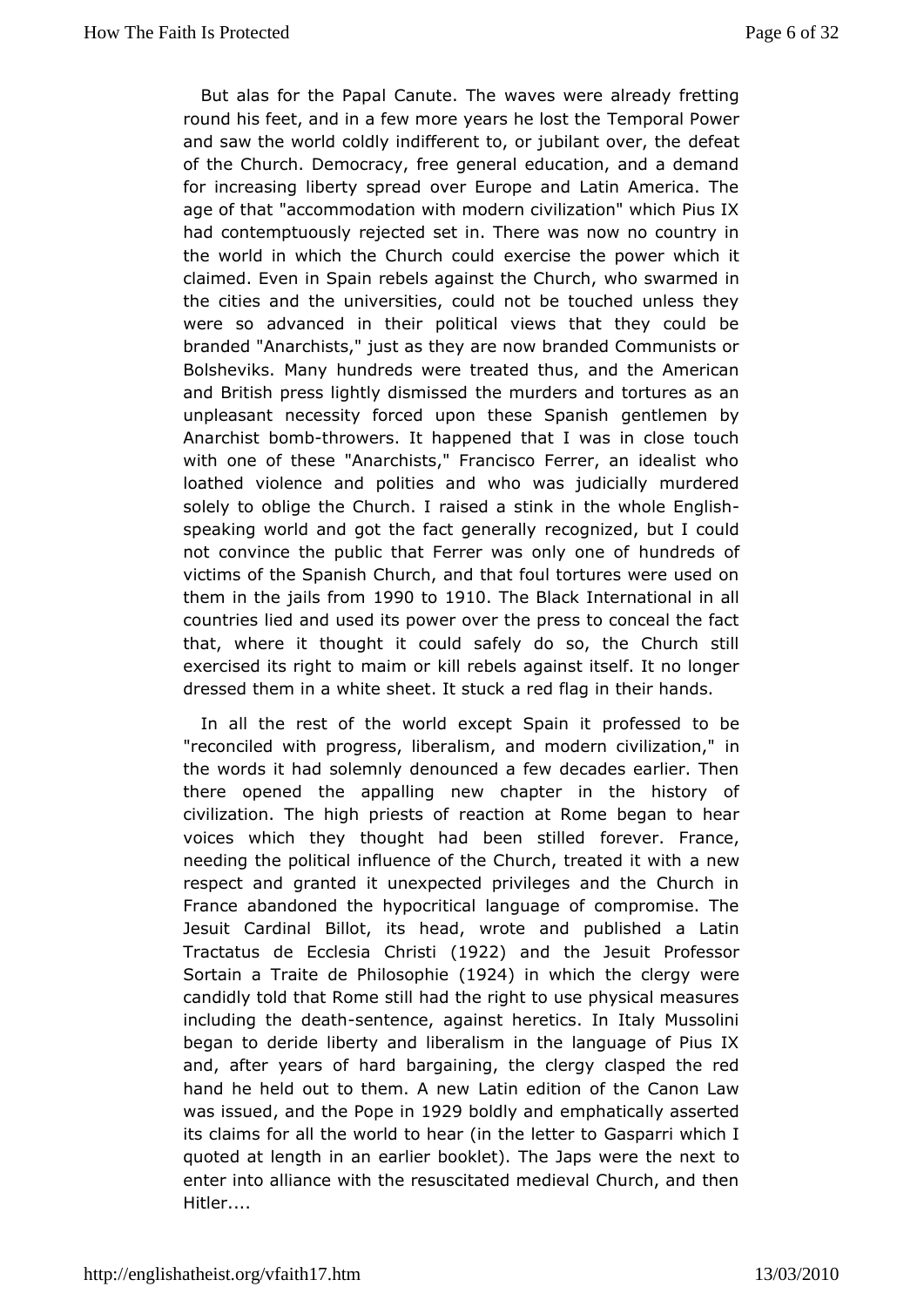But alas for the Papal Canute. The waves were already fretting round his feet, and in a few more years he lost the Temporal Power and saw the world coldly indifferent to, or jubilant over, the defeat of the Church. Democracy, free general education, and a demand for increasing liberty spread over Europe and Latin America. The age of that "accommodation with modern civilization" which Pius IX had contemptuously rejected set in. There was now no country in the world in which the Church could exercise the power which it claimed. Even in Spain rebels against the Church, who swarmed in the cities and the universities, could not be touched unless they were so advanced in their political views that they could be branded "Anarchists," just as they are now branded Communists or Bolsheviks. Many hundreds were treated thus, and the American and British press lightly dismissed the murders and tortures as an unpleasant necessity forced upon these Spanish gentlemen by Anarchist bomb-throwers. It happened that I was in close touch with one of these "Anarchists," Francisco Ferrer, an idealist who loathed violence and polities and who was judicially murdered solely to oblige the Church. I raised a stink in the whole English-speaking world and got the fact generally recognized, but I could not convince the public that Ferrer was only one of hundreds of victims of the Spanish Church, and that foul tortures were used on them in the jails from 1990 to 1910. The Black International in all countries lied and used its power over the press to conceal the fact that, where it thought it could safely do so, the Church still exercised its right to maim or kill rebels against itself. It no longer dressed them in a white sheet. It stuck a red flag in their hands.

In all the rest of the world except Spain it professed to be "reconciled with progress, liberalism, and modern civilization," in the words it had solemnly denounced a few decades earlier. Then there opened the appalling new chapter in the history of civilization. The high priests of reaction at Rome began to hear voices which they thought had been stilled forever. France, needing the political influence of the Church, treated it with a new respect and granted it unexpected privileges and the Church in France abandoned the hypocritical language of compromise. The Jesuit Cardinal Billot, its head, wrote and published a Latin Tractatus de Ecclesia Christi (1922) and the Jesuit Professor Sortain a Traite de Philosophie (1924) in which the clergy were candidly told that Rome still had the right to use physical measures including the death-sentence, against heretics. In Italy Mussolini began to deride liberty and liberalism in the language of Pius IX and, after years of hard bargaining, the clergy clasped the red hand he held out to them. A new Latin edition of the Canon Law was issued, and the Pope in 1929 boldly and emphatically asserted its claims for all the world to hear (in the letter to Gasparri which I quoted at length in an earlier booklet). The Japs were the next to enter into alliance with the resuscitated medieval Church, and then Hitler....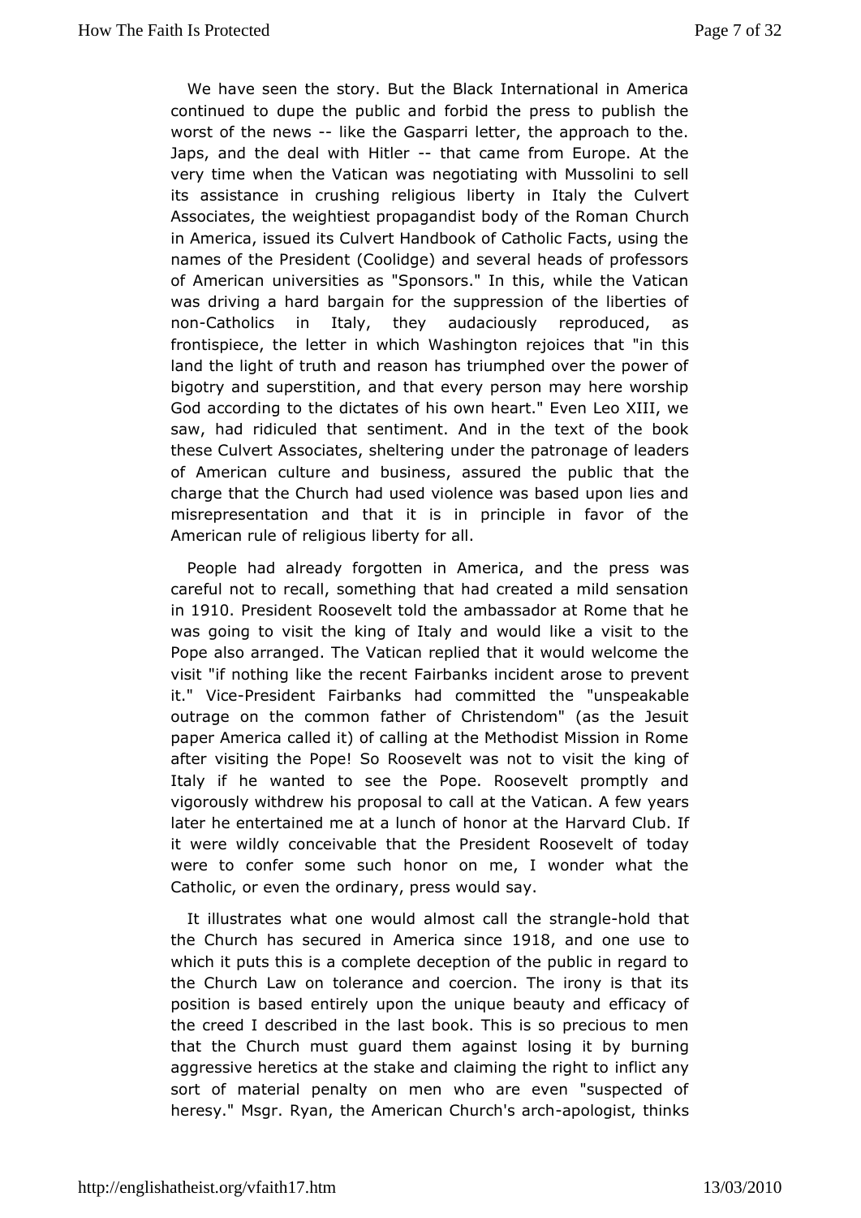We have seen the story. But the Black International in America continued to dupe the public and forbid the press to publish the worst of the news -- like the Gasparri letter, the approach to the. Japs, and the deal with Hitler -- that came from Europe. At the very time when the Vatican was negotiating with Mussolini to sell its assistance in crushing religious liberty in Italy the Culvert Associates, the weightiest propagandist body of the Roman Church in America, issued its Culvert Handbook of Catholic Facts, using the names of the President (Coolidge) and several heads of professors of American universities as "Sponsors." In this, while the Vatican was driving a hard bargain for the suppression of the liberties of non-Catholics in Italy, they audaciously reproduced, as frontispiece, the letter in which Washington rejoices that "in this land the light of truth and reason has triumphed over the power of bigotry and superstition, and that every person may here worship God according to the dictates of his own heart." Even Leo XIII, we saw, had ridiculed that sentiment. And in the text of the book these Culvert Associates, sheltering under the patronage of leaders of American culture and business, assured the public that the charge that the Church had used violence was based upon lies and misrepresentation and that it is in principle in favor of the American rule of religious liberty for all.

People had already forgotten in America, and the press was careful not to recall, something that had created a mild sensation in 1910. President Roosevelt told the ambassador at Rome that he was going to visit the king of Italy and would like a visit to the Pope also arranged. The Vatican replied that it would welcome the visit "if nothing like the recent Fairbanks incident arose to prevent it." Vice-President Fairbanks had committed the "unspeakable outrage on the common father of Christendom" (as the Jesuit paper America called it) of calling at the Methodist Mission in Rome after visiting the Pope! So Roosevelt was not to visit the king of Italy if he wanted to see the Pope. Roosevelt promptly and vigorously withdrew his proposal to call at the Vatican. A few years later he entertained me at a lunch of honor at the Harvard Club. If it were wildly conceivable that the President Roosevelt of today were to confer some such honor on me, I wonder what the Catholic, or even the ordinary, press would say.

It illustrates what one would almost call the strangle-hold that the Church has secured in America since 1918, and one use to which it puts this is a complete deception of the public in regard to the Church Law on tolerance and coercion. The irony is that its position is based entirely upon the unique beauty and efficacy of the creed I described in the last book. This is so precious to men that the Church must guard them against losing it by burning aggressive heretics at the stake and claiming the right to inflict any sort of material penalty on men who are even "suspected of heresy." Msgr. Ryan, the American Church's arch-apologist, thinks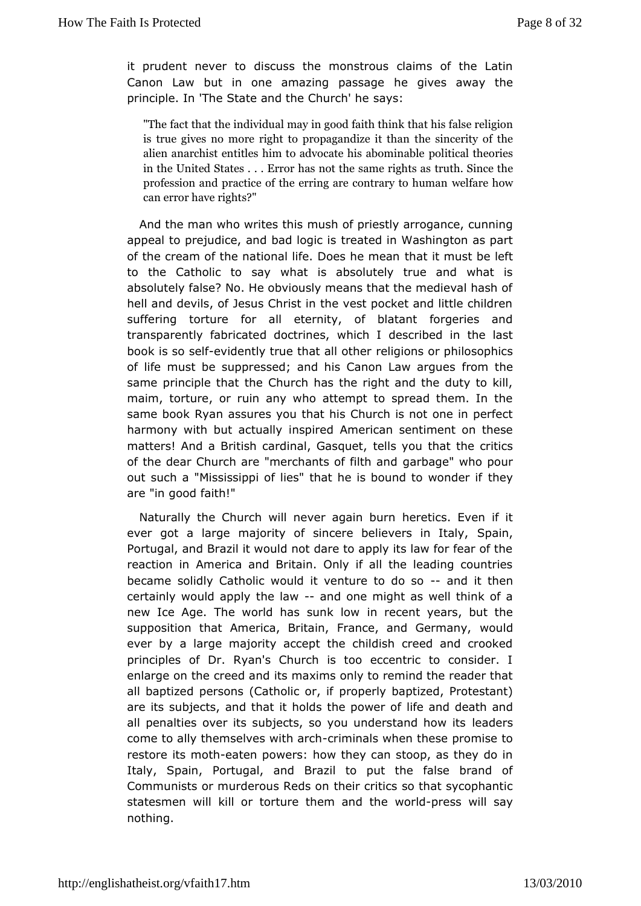it prudent never to discuss the monstrous claims of the Latin Canon Law but in one amazing passage he gives away the principle. In 'The State and the Church' he says:

> "The fact that the individual may in good faith think that his false religion is true gives no more right to propagandize it than the sincerity of the alien anarchist entitles him to advocate his abominable political theories in the United States . . . Error has not the same rights as truth. Since the profession and practice of the erring are contrary to human welfare how can error have rights?"

And the man who writes this mush of priestly arrogance, cunning appeal to prejudice, and bad logic is treated in Washington as part of the cream of the national life. Does he mean that it must be left to the Catholic to say what is absolutely true and what is absolutely false? No. He obviously means that the medieval hash of hell and devils, of Jesus Christ in the vest pocket and little children suffering torture for all eternity, of blatant forgeries and transparently fabricated doctrines, which I described in the last book is so self-evidently true that all other religions or philosophics of life must be suppressed; and his Canon Law argues from the same principle that the Church has the right and the duty to kill, maim, torture, or ruin any who attempt to spread them. In the same book Ryan assures you that his Church is not one in perfect harmony with but actually inspired American sentiment on these matters! And a British cardinal, Gasquet, tells you that the critics of the dear Church are "merchants of filth and garbage" who pour out such a "Mississippi of lies" that he is bound to wonder if they are "in good faith!"

Naturally the Church will never again burn heretics. Even if it ever got a large majority of sincere believers in Italy, Spain, Portugal, and Brazil it would not dare to apply its law for fear of the reaction in America and Britain. Only if all the leading countries became solidly Catholic would it venture to do so -- and it then certainly would apply the law -- and one might as well think of a new Ice Age. The world has sunk low in recent years, but the supposition that America, Britain, France, and Germany, would ever by a large majority accept the childish creed and crooked principles of Dr. Ryan's Church is too eccentric to consider. I enlarge on the creed and its maxims only to remind the reader that all baptized persons (Catholic or, if properly baptized, Protestant) are its subjects, and that it holds the power of life and death and all penalties over its subjects, so you understand how its leaders come to ally themselves with arch-criminals when these promise to restore its moth-eaten powers: how they can stoop, as they do in Italy, Spain, Portugal, and Brazil to put the false brand of Communists or murderous Reds on their critics so that sycophantic statesmen will kill or torture them and the world-press will say nothing.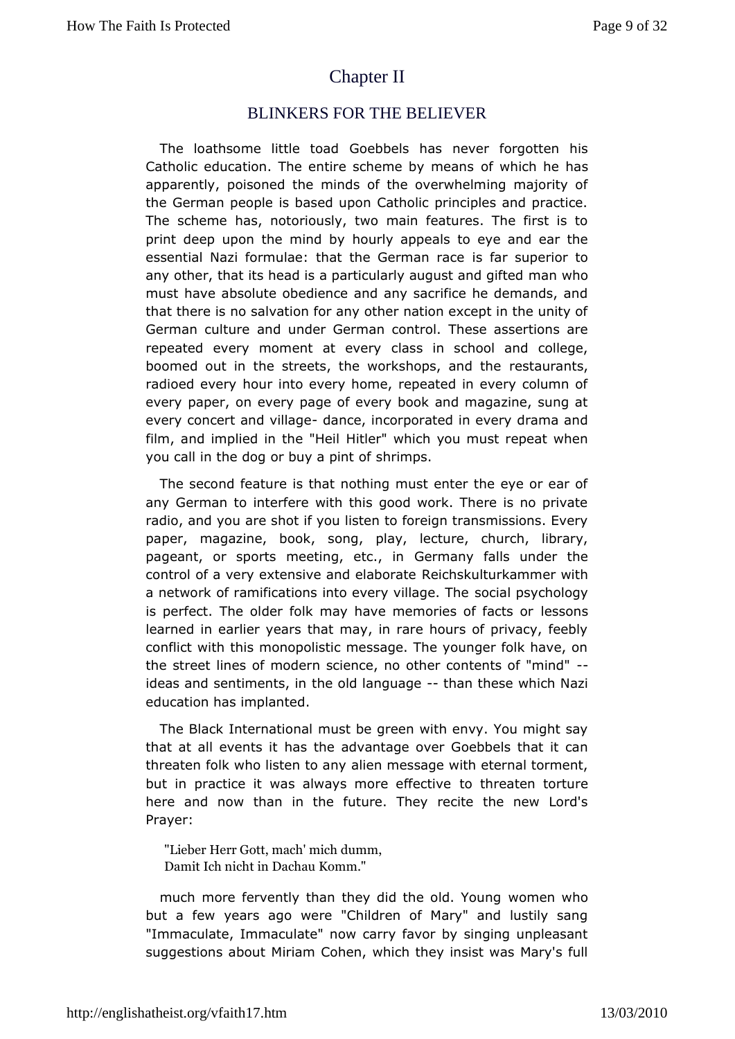# Chapter II

## BLINKERS FOR THE BELIEVER

The loathsome little toad Goebbels has never forgotten his Catholic education. The entire scheme by means of which he has apparently, poisoned the minds of the overwhelming majority of the German people is based upon Catholic principles and practice. The scheme has, notoriously, two main features. The first is to print deep upon the mind by hourly appeals to eye and ear the essential Nazi formulae: that the German race is far superior to any other, that its head is a particularly august and gifted man who must have absolute obedience and any sacrifice he demands, and that there is no salvation for any other nation except in the unity of German culture and under German control. These assertions are repeated every moment at every class in school and college, boomed out in the streets, the workshops, and the restaurants, radioed every hour into every home, repeated in every column of every paper, on every page of every book and magazine, sung at every concert and village- dance, incorporated in every drama and film, and implied in the "Heil Hitler" which you must repeat when you call in the dog or buy a pint of shrimps.

The second feature is that nothing must enter the eye or ear of any German to interfere with this good work. There is no private radio, and you are shot if you listen to foreign transmissions. Every paper, magazine, book, song, play, lecture, church, library, pageant, or sports meeting, etc., in Germany falls under the control of a very extensive and elaborate Reichskulturkammer with a network of ramifications into every village. The social psychology is perfect. The older folk may have memories of facts or lessons learned in earlier years that may, in rare hours of privacy, feebly conflict with this monopolistic message. The younger folk have, on the street lines of modern science, no other contents of "mind" -- ideas and sentiments, in the old language -- than these which Nazi education has implanted.

The Black International must be green with envy. You might say that at all events it has the advantage over Goebbels that it can threaten folk who listen to any alien message with eternal torment, but in practice it was always more effective to threaten torture here and now than in the future. They recite the new Lord's Prayer:

> "Lieber Herr Gott, mach' mich dumm,
> Damit Ich nicht in Dachau Komm."

much more fervently than they did the old. Young women who but a few years ago were "Children of Mary" and lustily sang "Immaculate, Immaculate" now carry favor by singing unpleasant suggestions about Miriam Cohen, which they insist was Mary's full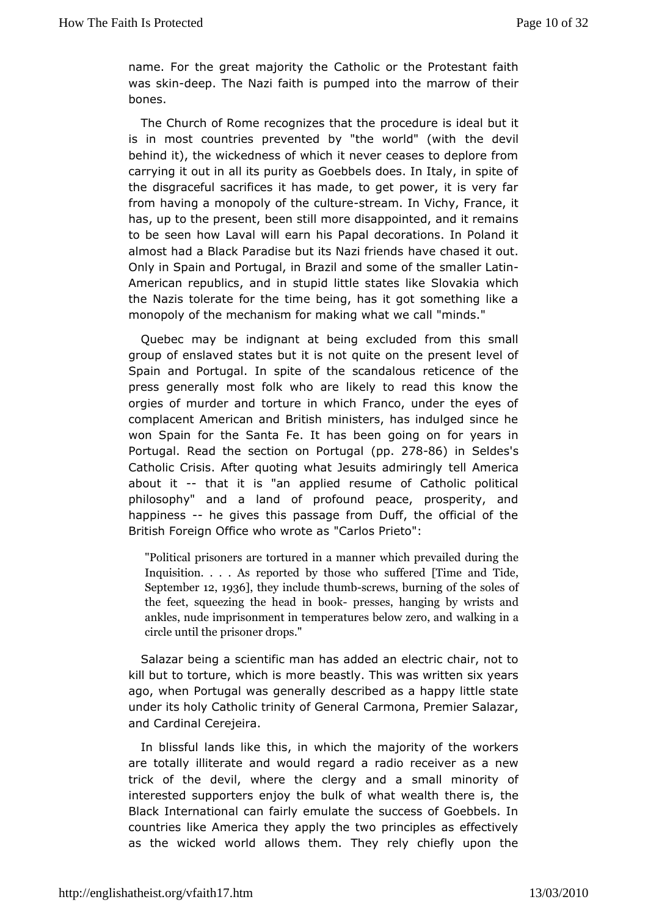name. For the great majority the Catholic or the Protestant faith was skin-deep. The Nazi faith is pumped into the marrow of their bones.

The Church of Rome recognizes that the procedure is ideal but it is in most countries prevented by "the world" (with the devil behind it), the wickedness of which it never ceases to deplore from carrying it out in all its purity as Goebbels does. In Italy, in spite of the disgraceful sacrifices it has made, to get power, it is very far from having a monopoly of the culture-stream. In Vichy, France, it has, up to the present, been still more disappointed, and it remains to be seen how Laval will earn his Papal decorations. In Poland it almost had a Black Paradise but its Nazi friends have chased it out. Only in Spain and Portugal, in Brazil and some of the smaller Latin-American republics, and in stupid little states like Slovakia which the Nazis tolerate for the time being, has it got something like a monopoly of the mechanism for making what we call "minds."

Quebec may be indignant at being excluded from this small group of enslaved states but it is not quite on the present level of Spain and Portugal. In spite of the scandalous reticence of the press generally most folk who are likely to read this know the orgies of murder and torture in which Franco, under the eyes of complacent American and British ministers, has indulged since he won Spain for the Santa Fe. It has been going on for years in Portugal. Read the section on Portugal (pp. 278-86) in Seldes's Catholic Crisis. After quoting what Jesuits admiringly tell America about it -- that it is "an applied resume of Catholic political philosophy" and a land of profound peace, prosperity, and happiness -- he gives this passage from Duff, the official of the British Foreign Office who wrote as "Carlos Prieto":

> "Political prisoners are tortured in a manner which prevailed during the Inquisition. . . . As reported by those who suffered [Time and Tide, September 12, 1936], they include thumb-screws, burning of the soles of the feet, squeezing the head in book- presses, hanging by wrists and ankles, nude imprisonment in temperatures below zero, and walking in a circle until the prisoner drops."

Salazar being a scientific man has added an electric chair, not to kill but to torture, which is more beastly. This was written six years ago, when Portugal was generally described as a happy little state under its holy Catholic trinity of General Carmona, Premier Salazar, and Cardinal Cerejeira.

In blissful lands like this, in which the majority of the workers are totally illiterate and would regard a radio receiver as a new trick of the devil, where the clergy and a small minority of interested supporters enjoy the bulk of what wealth there is, the Black International can fairly emulate the success of Goebbels. In countries like America they apply the two principles as effectively as the wicked world allows them. They rely chiefly upon the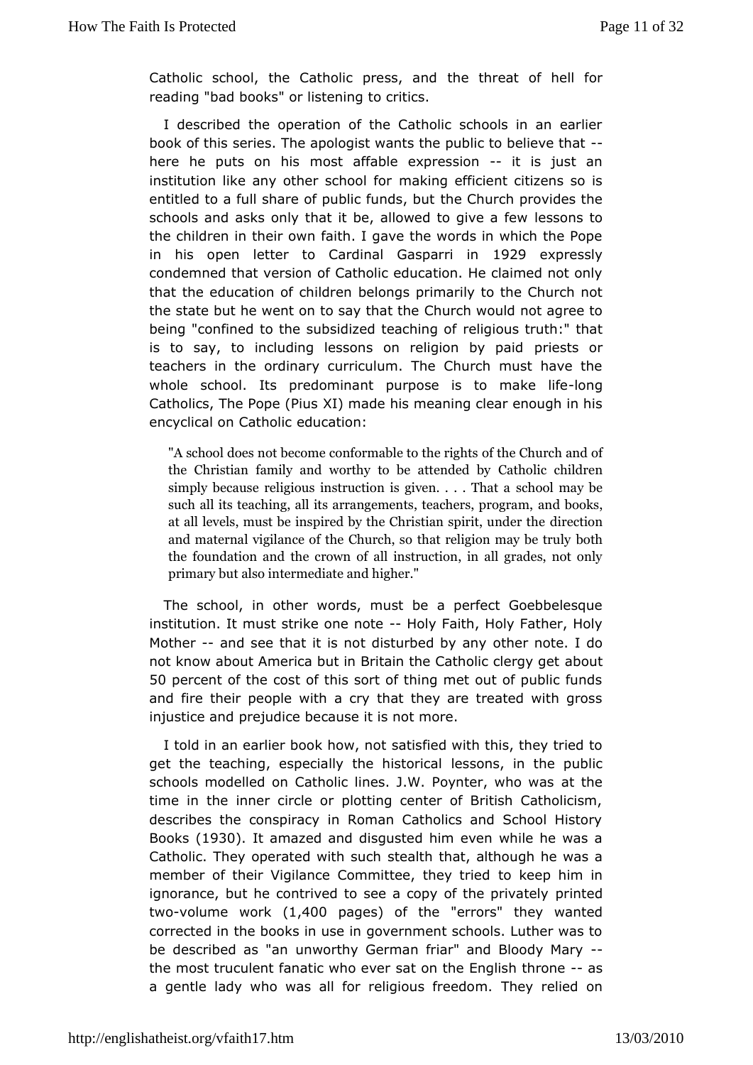Catholic school, the Catholic press, and the threat of hell for reading "bad books" or listening to critics.

I described the operation of the Catholic schools in an earlier book of this series. The apologist wants the public to believe that -- here he puts on his most affable expression -- it is just an institution like any other school for making efficient citizens so is entitled to a full share of public funds, but the Church provides the schools and asks only that it be, allowed to give a few lessons to the children in their own faith. I gave the words in which the Pope in his open letter to Cardinal Gasparri in 1929 expressly condemned that version of Catholic education. He claimed not only that the education of children belongs primarily to the Church not the state but he went on to say that the Church would not agree to being "confined to the subsidized teaching of religious truth:" that is to say, to including lessons on religion by paid priests or teachers in the ordinary curriculum. The Church must have the whole school. Its predominant purpose is to make life-long Catholics, The Pope (Pius XI) made his meaning clear enough in his encyclical on Catholic education:

> "A school does not become conformable to the rights of the Church and of the Christian family and worthy to be attended by Catholic children simply because religious instruction is given. . . . That a school may be such all its teaching, all its arrangements, teachers, program, and books, at all levels, must be inspired by the Christian spirit, under the direction and maternal vigilance of the Church, so that religion may be truly both the foundation and the crown of all instruction, in all grades, not only primary but also intermediate and higher."

The school, in other words, must be a perfect Goebbelesque institution. It must strike one note -- Holy Faith, Holy Father, Holy Mother -- and see that it is not disturbed by any other note. I do not know about America but in Britain the Catholic clergy get about 50 percent of the cost of this sort of thing met out of public funds and fire their people with a cry that they are treated with gross injustice and prejudice because it is not more.

I told in an earlier book how, not satisfied with this, they tried to get the teaching, especially the historical lessons, in the public schools modelled on Catholic lines. J.W. Poynter, who was at the time in the inner circle or plotting center of British Catholicism, describes the conspiracy in Roman Catholics and School History Books (1930). It amazed and disgusted him even while he was a Catholic. They operated with such stealth that, although he was a member of their Vigilance Committee, they tried to keep him in ignorance, but he contrived to see a copy of the privately printed two-volume work (1,400 pages) of the "errors" they wanted corrected in the books in use in government schools. Luther was to be described as "an unworthy German friar" and Bloody Mary -- the most truculent fanatic who ever sat on the English throne -- as a gentle lady who was all for religious freedom. They relied on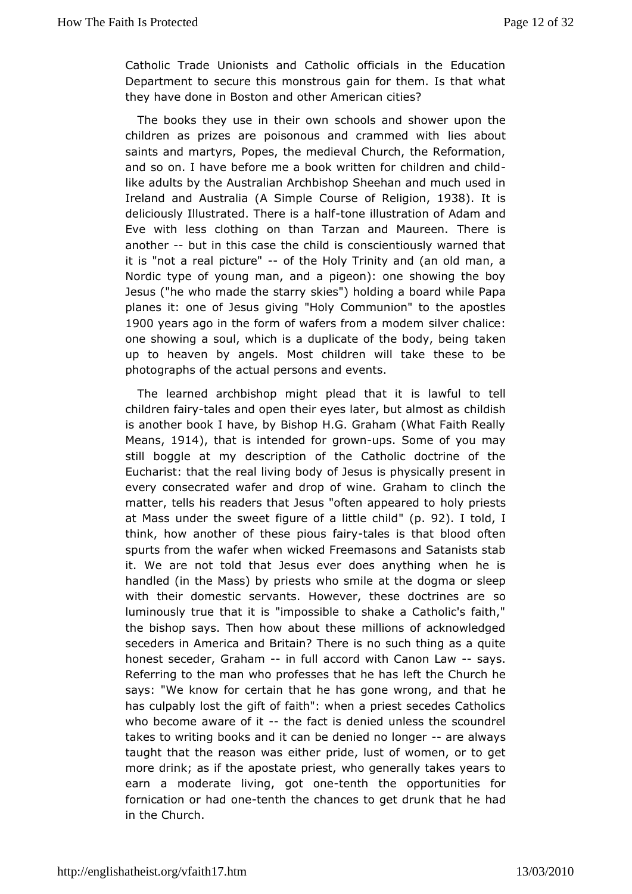Catholic Trade Unionists and Catholic officials in the Education Department to secure this monstrous gain for them. Is that what they have done in Boston and other American cities?

The books they use in their own schools and shower upon the children as prizes are poisonous and crammed with lies about saints and martyrs, Popes, the medieval Church, the Reformation, and so on. I have before me a book written for children and child-like adults by the Australian Archbishop Sheehan and much used in Ireland and Australia (A Simple Course of Religion, 1938). It is deliciously Illustrated. There is a half-tone illustration of Adam and Eve with less clothing on than Tarzan and Maureen. There is another -- but in this case the child is conscientiously warned that it is "not a real picture" -- of the Holy Trinity and (an old man, a Nordic type of young man, and a pigeon): one showing the boy Jesus ("he who made the starry skies") holding a board while Papa planes it: one of Jesus giving "Holy Communion" to the apostles 1900 years ago in the form of wafers from a modem silver chalice: one showing a soul, which is a duplicate of the body, being taken up to heaven by angels. Most children will take these to be photographs of the actual persons and events.

The learned archbishop might plead that it is lawful to tell children fairy-tales and open their eyes later, but almost as childish is another book I have, by Bishop H.G. Graham (What Faith Really Means, 1914), that is intended for grown-ups. Some of you may still boggle at my description of the Catholic doctrine of the Eucharist: that the real living body of Jesus is physically present in every consecrated wafer and drop of wine. Graham to clinch the matter, tells his readers that Jesus "often appeared to holy priests at Mass under the sweet figure of a little child" (p. 92). I told, I think, how another of these pious fairy-tales is that blood often spurts from the wafer when wicked Freemasons and Satanists stab it. We are not told that Jesus ever does anything when he is handled (in the Mass) by priests who smile at the dogma or sleep with their domestic servants. However, these doctrines are so luminously true that it is "impossible to shake a Catholic's faith," the bishop says. Then how about these millions of acknowledged seceders in America and Britain? There is no such thing as a quite honest seceder, Graham -- in full accord with Canon Law -- says. Referring to the man who professes that he has left the Church he says: "We know for certain that he has gone wrong, and that he has culpably lost the gift of faith": when a priest secedes Catholics who become aware of it -- the fact is denied unless the scoundrel takes to writing books and it can be denied no longer -- are always taught that the reason was either pride, lust of women, or to get more drink; as if the apostate priest, who generally takes years to earn a moderate living, got one-tenth the opportunities for fornication or had one-tenth the chances to get drunk that he had in the Church.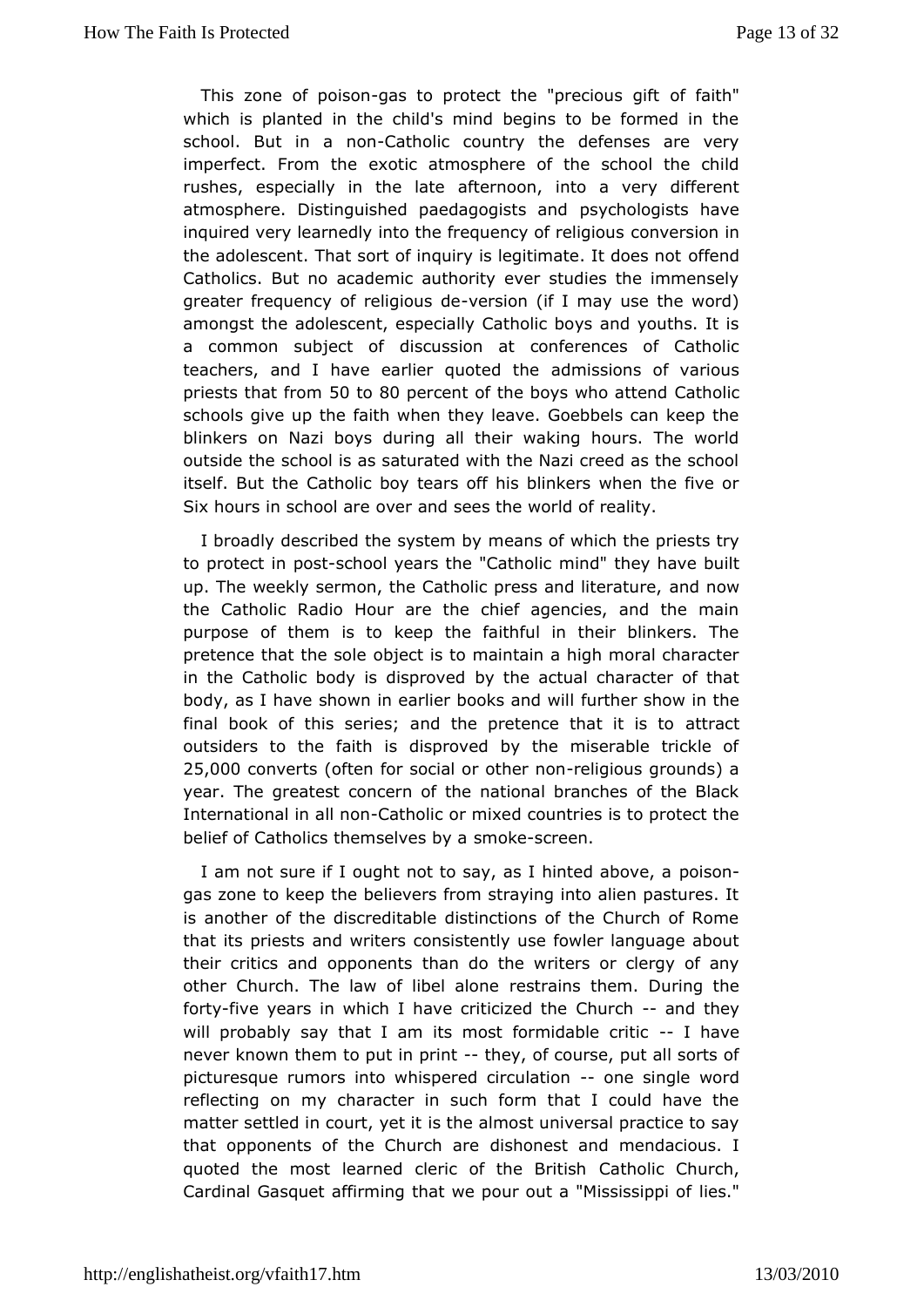This zone of poison-gas to protect the "precious gift of faith" which is planted in the child's mind begins to be formed in the school. But in a non-Catholic country the defenses are very imperfect. From the exotic atmosphere of the school the child rushes, especially in the late afternoon, into a very different atmosphere. Distinguished paedagogists and psychologists have inquired very learnedly into the frequency of religious conversion in the adolescent. That sort of inquiry is legitimate. It does not offend Catholics. But no academic authority ever studies the immensely greater frequency of religious de-version (if I may use the word) amongst the adolescent, especially Catholic boys and youths. It is a common subject of discussion at conferences of Catholic teachers, and I have earlier quoted the admissions of various priests that from 50 to 80 percent of the boys who attend Catholic schools give up the faith when they leave. Goebbels can keep the blinkers on Nazi boys during all their waking hours. The world outside the school is as saturated with the Nazi creed as the school itself. But the Catholic boy tears off his blinkers when the five or Six hours in school are over and sees the world of reality.

I broadly described the system by means of which the priests try to protect in post-school years the "Catholic mind" they have built up. The weekly sermon, the Catholic press and literature, and now the Catholic Radio Hour are the chief agencies, and the main purpose of them is to keep the faithful in their blinkers. The pretence that the sole object is to maintain a high moral character in the Catholic body is disproved by the actual character of that body, as I have shown in earlier books and will further show in the final book of this series; and the pretence that it is to attract outsiders to the faith is disproved by the miserable trickle of 25,000 converts (often for social or other non-religious grounds) a year. The greatest concern of the national branches of the Black International in all non-Catholic or mixed countries is to protect the belief of Catholics themselves by a smoke-screen.

I am not sure if I ought not to say, as I hinted above, a poison-gas zone to keep the believers from straying into alien pastures. It is another of the discreditable distinctions of the Church of Rome that its priests and writers consistently use fowler language about their critics and opponents than do the writers or clergy of any other Church. The law of libel alone restrains them. During the forty-five years in which I have criticized the Church -- and they will probably say that I am its most formidable critic -- I have never known them to put in print -- they, of course, put all sorts of picturesque rumors into whispered circulation -- one single word reflecting on my character in such form that I could have the matter settled in court, yet it is the almost universal practice to say that opponents of the Church are dishonest and mendacious. I quoted the most learned cleric of the British Catholic Church, Cardinal Gasquet affirming that we pour out a "Mississippi of lies."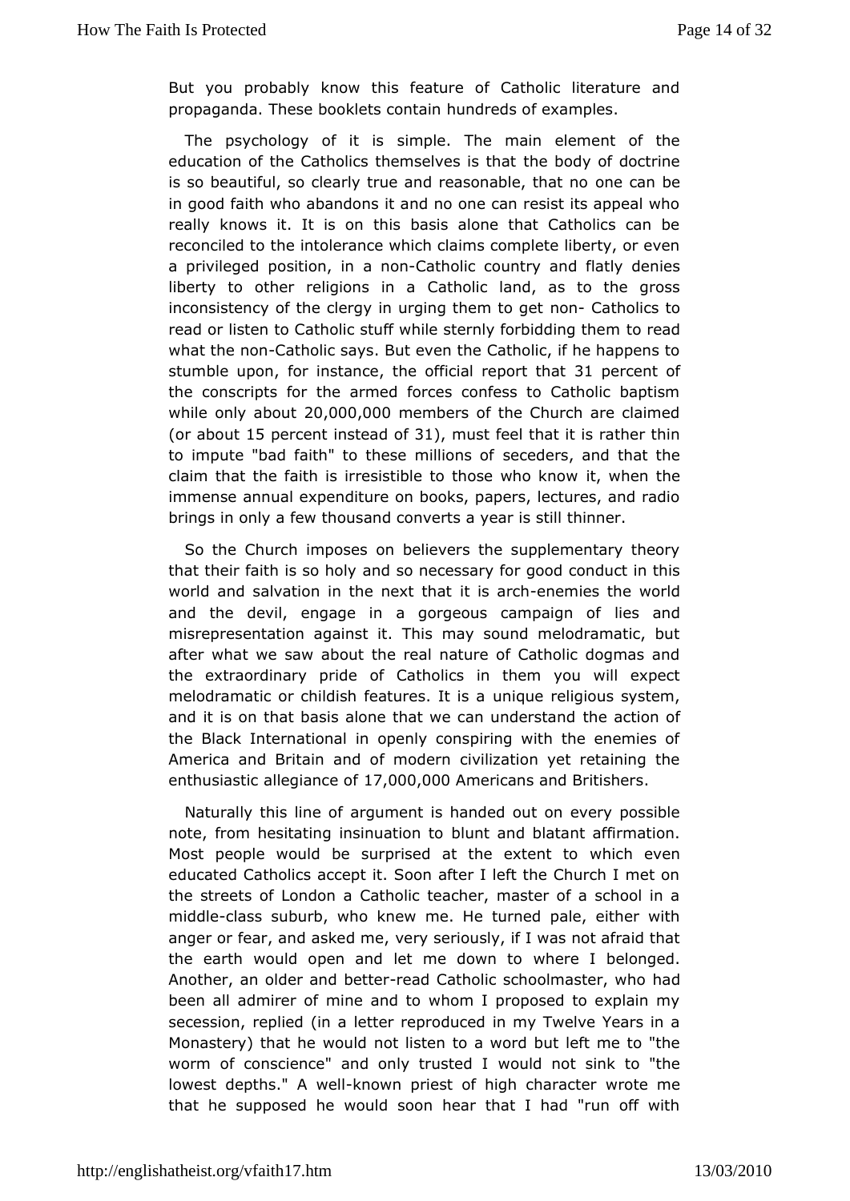But you probably know this feature of Catholic literature and propaganda. These booklets contain hundreds of examples.

The psychology of it is simple. The main element of the education of the Catholics themselves is that the body of doctrine is so beautiful, so clearly true and reasonable, that no one can be in good faith who abandons it and no one can resist its appeal who really knows it. It is on this basis alone that Catholics can be reconciled to the intolerance which claims complete liberty, or even a privileged position, in a non-Catholic country and flatly denies liberty to other religions in a Catholic land, as to the gross inconsistency of the clergy in urging them to get non- Catholics to read or listen to Catholic stuff while sternly forbidding them to read what the non-Catholic says. But even the Catholic, if he happens to stumble upon, for instance, the official report that 31 percent of the conscripts for the armed forces confess to Catholic baptism while only about 20,000,000 members of the Church are claimed (or about 15 percent instead of 31), must feel that it is rather thin to impute "bad faith" to these millions of seceders, and that the claim that the faith is irresistible to those who know it, when the immense annual expenditure on books, papers, lectures, and radio brings in only a few thousand converts a year is still thinner.

So the Church imposes on believers the supplementary theory that their faith is so holy and so necessary for good conduct in this world and salvation in the next that it is arch-enemies the world and the devil, engage in a gorgeous campaign of lies and misrepresentation against it. This may sound melodramatic, but after what we saw about the real nature of Catholic dogmas and the extraordinary pride of Catholics in them you will expect melodramatic or childish features. It is a unique religious system, and it is on that basis alone that we can understand the action of the Black International in openly conspiring with the enemies of America and Britain and of modern civilization yet retaining the enthusiastic allegiance of 17,000,000 Americans and Britishers.

Naturally this line of argument is handed out on every possible note, from hesitating insinuation to blunt and blatant affirmation. Most people would be surprised at the extent to which even educated Catholics accept it. Soon after I left the Church I met on the streets of London a Catholic teacher, master of a school in a middle-class suburb, who knew me. He turned pale, either with anger or fear, and asked me, very seriously, if I was not afraid that the earth would open and let me down to where I belonged. Another, an older and better-read Catholic schoolmaster, who had been all admirer of mine and to whom I proposed to explain my secession, replied (in a letter reproduced in my Twelve Years in a Monastery) that he would not listen to a word but left me to "the worm of conscience" and only trusted I would not sink to "the lowest depths." A well-known priest of high character wrote me that he supposed he would soon hear that I had "run off with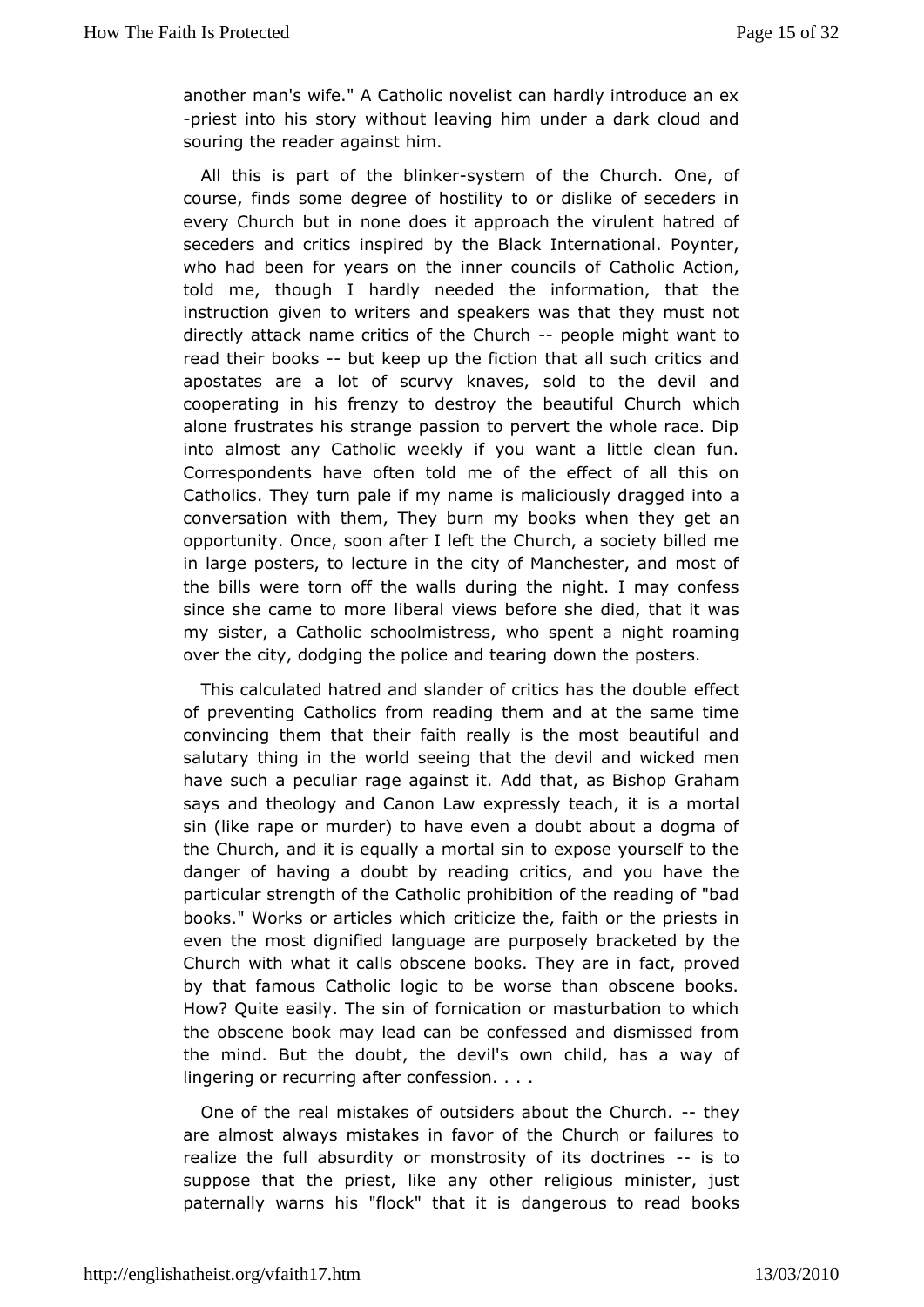another man's wife." A Catholic novelist can hardly introduce an ex-priest into his story without leaving him under a dark cloud and souring the reader against him.

All this is part of the blinker-system of the Church. One, of course, finds some degree of hostility to or dislike of seceders in every Church but in none does it approach the virulent hatred of seceders and critics inspired by the Black International. Poynter, who had been for years on the inner councils of Catholic Action, told me, though I hardly needed the information, that the instruction given to writers and speakers was that they must not directly attack name critics of the Church -- people might want to read their books -- but keep up the fiction that all such critics and apostates are a lot of scurvy knaves, sold to the devil and cooperating in his frenzy to destroy the beautiful Church which alone frustrates his strange passion to pervert the whole race. Dip into almost any Catholic weekly if you want a little clean fun. Correspondents have often told me of the effect of all this on Catholics. They turn pale if my name is maliciously dragged into a conversation with them, They burn my books when they get an opportunity. Once, soon after I left the Church, a society billed me in large posters, to lecture in the city of Manchester, and most of the bills were torn off the walls during the night. I may confess since she came to more liberal views before she died, that it was my sister, a Catholic schoolmistress, who spent a night roaming over the city, dodging the police and tearing down the posters.

This calculated hatred and slander of critics has the double effect of preventing Catholics from reading them and at the same time convincing them that their faith really is the most beautiful and salutary thing in the world seeing that the devil and wicked men have such a peculiar rage against it. Add that, as Bishop Graham says and theology and Canon Law expressly teach, it is a mortal sin (like rape or murder) to have even a doubt about a dogma of the Church, and it is equally a mortal sin to expose yourself to the danger of having a doubt by reading critics, and you have the particular strength of the Catholic prohibition of the reading of "bad books." Works or articles which criticize the, faith or the priests in even the most dignified language are purposely bracketed by the Church with what it calls obscene books. They are in fact, proved by that famous Catholic logic to be worse than obscene books. How? Quite easily. The sin of fornication or masturbation to which the obscene book may lead can be confessed and dismissed from the mind. But the doubt, the devil's own child, has a way of lingering or recurring after confession. . . .

One of the real mistakes of outsiders about the Church. -- they are almost always mistakes in favor of the Church or failures to realize the full absurdity or monstrosity of its doctrines -- is to suppose that the priest, like any other religious minister, just paternally warns his "flock" that it is dangerous to read books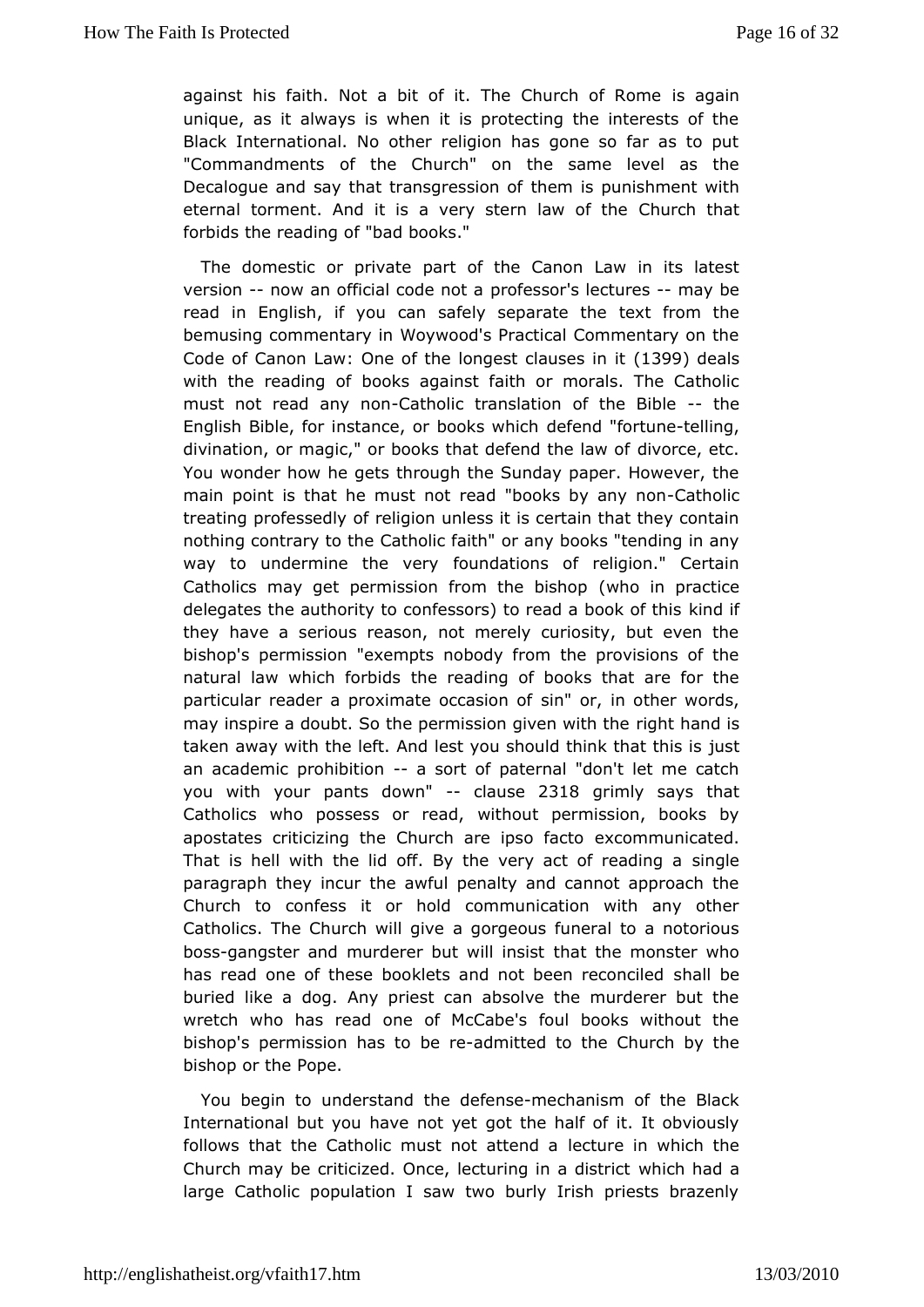against his faith. Not a bit of it. The Church of Rome is again unique, as it always is when it is protecting the interests of the Black International. No other religion has gone so far as to put "Commandments of the Church" on the same level as the Decalogue and say that transgression of them is punishment with eternal torment. And it is a very stern law of the Church that forbids the reading of "bad books."

The domestic or private part of the Canon Law in its latest version -- now an official code not a professor's lectures -- may be read in English, if you can safely separate the text from the bemusing commentary in Woywood's Practical Commentary on the Code of Canon Law: One of the longest clauses in it (1399) deals with the reading of books against faith or morals. The Catholic must not read any non-Catholic translation of the Bible -- the English Bible, for instance, or books which defend "fortune-telling, divination, or magic," or books that defend the law of divorce, etc. You wonder how he gets through the Sunday paper. However, the main point is that he must not read "books by any non-Catholic treating professedly of religion unless it is certain that they contain nothing contrary to the Catholic faith" or any books "tending in any way to undermine the very foundations of religion." Certain Catholics may get permission from the bishop (who in practice delegates the authority to confessors) to read a book of this kind if they have a serious reason, not merely curiosity, but even the bishop's permission "exempts nobody from the provisions of the natural law which forbids the reading of books that are for the particular reader a proximate occasion of sin" or, in other words, may inspire a doubt. So the permission given with the right hand is taken away with the left. And lest you should think that this is just an academic prohibition -- a sort of paternal "don't let me catch you with your pants down" -- clause 2318 grimly says that Catholics who possess or read, without permission, books by apostates criticizing the Church are ipso facto excommunicated. That is hell with the lid off. By the very act of reading a single paragraph they incur the awful penalty and cannot approach the Church to confess it or hold communication with any other Catholics. The Church will give a gorgeous funeral to a notorious boss-gangster and murderer but will insist that the monster who has read one of these booklets and not been reconciled shall be buried like a dog. Any priest can absolve the murderer but the wretch who has read one of McCabe's foul books without the bishop's permission has to be re-admitted to the Church by the bishop or the Pope.

You begin to understand the defense-mechanism of the Black International but you have not yet got the half of it. It obviously follows that the Catholic must not attend a lecture in which the Church may be criticized. Once, lecturing in a district which had a large Catholic population I saw two burly Irish priests brazenly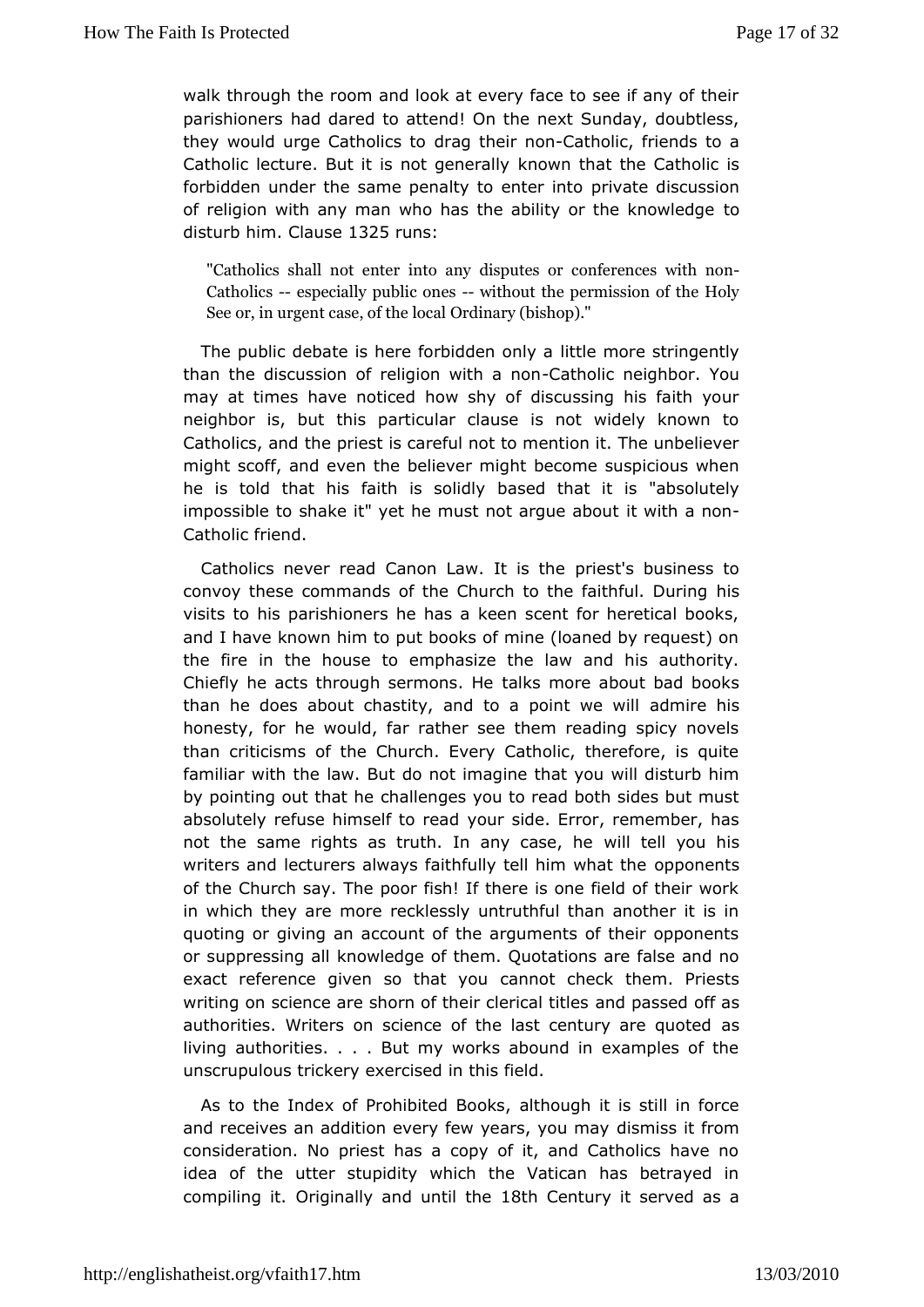walk through the room and look at every face to see if any of their parishioners had dared to attend! On the next Sunday, doubtless, they would urge Catholics to drag their non-Catholic, friends to a Catholic lecture. But it is not generally known that the Catholic is forbidden under the same penalty to enter into private discussion of religion with any man who has the ability or the knowledge to disturb him. Clause 1325 runs:

> "Catholics shall not enter into any disputes or conferences with non-Catholics -- especially public ones -- without the permission of the Holy See or, in urgent case, of the local Ordinary (bishop)."

The public debate is here forbidden only a little more stringently than the discussion of religion with a non-Catholic neighbor. You may at times have noticed how shy of discussing his faith your neighbor is, but this particular clause is not widely known to Catholics, and the priest is careful not to mention it. The unbeliever might scoff, and even the believer might become suspicious when he is told that his faith is solidly based that it is "absolutely impossible to shake it" yet he must not argue about it with a non-Catholic friend.

Catholics never read Canon Law. It is the priest's business to convoy these commands of the Church to the faithful. During his visits to his parishioners he has a keen scent for heretical books, and I have known him to put books of mine (loaned by request) on the fire in the house to emphasize the law and his authority. Chiefly he acts through sermons. He talks more about bad books than he does about chastity, and to a point we will admire his honesty, for he would, far rather see them reading spicy novels than criticisms of the Church. Every Catholic, therefore, is quite familiar with the law. But do not imagine that you will disturb him by pointing out that he challenges you to read both sides but must absolutely refuse himself to read your side. Error, remember, has not the same rights as truth. In any case, he will tell you his writers and lecturers always faithfully tell him what the opponents of the Church say. The poor fish! If there is one field of their work in which they are more recklessly untruthful than another it is in quoting or giving an account of the arguments of their opponents or suppressing all knowledge of them. Quotations are false and no exact reference given so that you cannot check them. Priests writing on science are shorn of their clerical titles and passed off as authorities. Writers on science of the last century are quoted as living authorities. . . . But my works abound in examples of the unscrupulous trickery exercised in this field.

As to the Index of Prohibited Books, although it is still in force and receives an addition every few years, you may dismiss it from consideration. No priest has a copy of it, and Catholics have no idea of the utter stupidity which the Vatican has betrayed in compiling it. Originally and until the 18th Century it served as a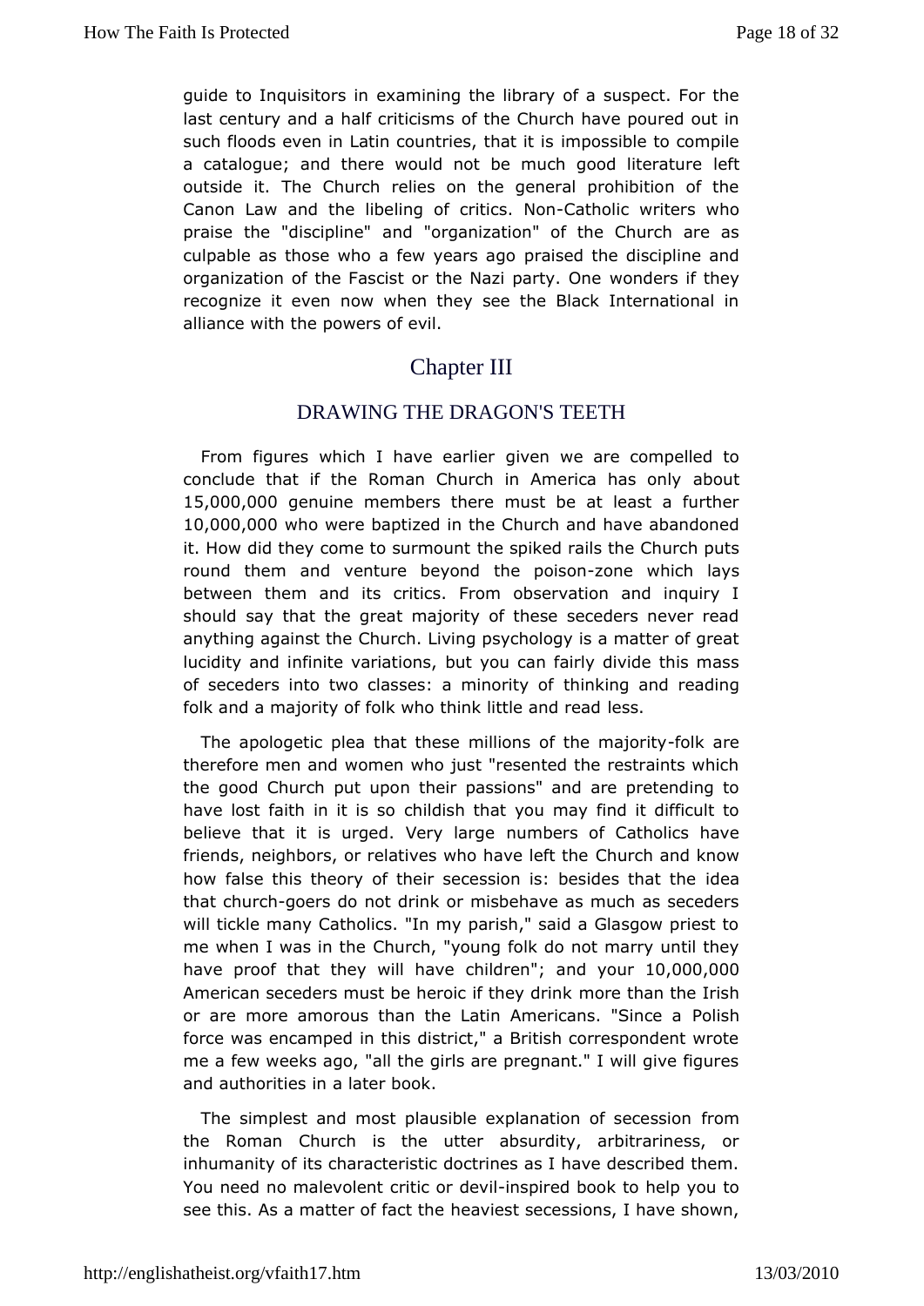guide to Inquisitors in examining the library of a suspect. For the last century and a half criticisms of the Church have poured out in such floods even in Latin countries, that it is impossible to compile a catalogue; and there would not be much good literature left outside it. The Church relies on the general prohibition of the Canon Law and the libeling of critics. Non-Catholic writers who praise the "discipline" and "organization" of the Church are as culpable as those who a few years ago praised the discipline and organization of the Fascist or the Nazi party. One wonders if they recognize it even now when they see the Black International in alliance with the powers of evil.

## Chapter III

### DRAWING THE DRAGON'S TEETH

From figures which I have earlier given we are compelled to conclude that if the Roman Church in America has only about 15,000,000 genuine members there must be at least a further 10,000,000 who were baptized in the Church and have abandoned it. How did they come to surmount the spiked rails the Church puts round them and venture beyond the poison-zone which lays between them and its critics. From observation and inquiry I should say that the great majority of these seceders never read anything against the Church. Living psychology is a matter of great lucidity and infinite variations, but you can fairly divide this mass of seceders into two classes: a minority of thinking and reading folk and a majority of folk who think little and read less.

The apologetic plea that these millions of the majority-folk are therefore men and women who just "resented the restraints which the good Church put upon their passions" and are pretending to have lost faith in it is so childish that you may find it difficult to believe that it is urged. Very large numbers of Catholics have friends, neighbors, or relatives who have left the Church and know how false this theory of their secession is: besides that the idea that church-goers do not drink or misbehave as much as seceders will tickle many Catholics. "In my parish," said a Glasgow priest to me when I was in the Church, "young folk do not marry until they have proof that they will have children"; and your 10,000,000 American seceders must be heroic if they drink more than the Irish or are more amorous than the Latin Americans. "Since a Polish force was encamped in this district," a British correspondent wrote me a few weeks ago, "all the girls are pregnant." I will give figures and authorities in a later book.

The simplest and most plausible explanation of secession from the Roman Church is the utter absurdity, arbitrariness, or inhumanity of its characteristic doctrines as I have described them. You need no malevolent critic or devil-inspired book to help you to see this. As a matter of fact the heaviest secessions, I have shown,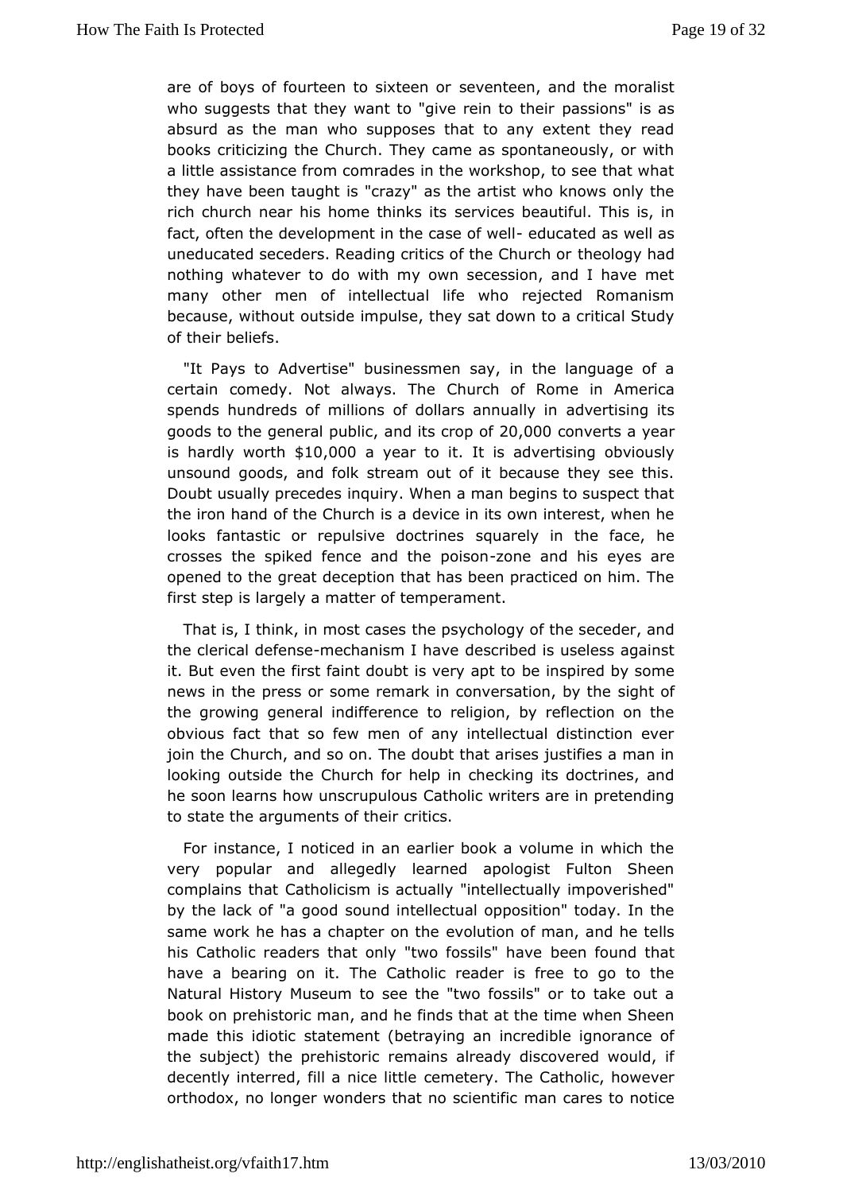are of boys of fourteen to sixteen or seventeen, and the moralist who suggests that they want to "give rein to their passions" is as absurd as the man who supposes that to any extent they read books criticizing the Church. They came as spontaneously, or with a little assistance from comrades in the workshop, to see that what they have been taught is "crazy" as the artist who knows only the rich church near his home thinks its services beautiful. This is, in fact, often the development in the case of well- educated as well as uneducated seceders. Reading critics of the Church or theology had nothing whatever to do with my own secession, and I have met many other men of intellectual life who rejected Romanism because, without outside impulse, they sat down to a critical Study of their beliefs.

"It Pays to Advertise" businessmen say, in the language of a certain comedy. Not always. The Church of Rome in America spends hundreds of millions of dollars annually in advertising its goods to the general public, and its crop of 20,000 converts a year is hardly worth $10,000 a year to it. It is advertising obviously unsound goods, and folk stream out of it because they see this. Doubt usually precedes inquiry. When a man begins to suspect that the iron hand of the Church is a device in its own interest, when he looks fantastic or repulsive doctrines squarely in the face, he crosses the spiked fence and the poison-zone and his eyes are opened to the great deception that has been practiced on him. The first step is largely a matter of temperament.

That is, I think, in most cases the psychology of the seceder, and the clerical defense-mechanism I have described is useless against it. But even the first faint doubt is very apt to be inspired by some news in the press or some remark in conversation, by the sight of the growing general indifference to religion, by reflection on the obvious fact that so few men of any intellectual distinction ever join the Church, and so on. The doubt that arises justifies a man in looking outside the Church for help in checking its doctrines, and he soon learns how unscrupulous Catholic writers are in pretending to state the arguments of their critics.

For instance, I noticed in an earlier book a volume in which the very popular and allegedly learned apologist Fulton Sheen complains that Catholicism is actually "intellectually impoverished" by the lack of "a good sound intellectual opposition" today. In the same work he has a chapter on the evolution of man, and he tells his Catholic readers that only "two fossils" have been found that have a bearing on it. The Catholic reader is free to go to the Natural History Museum to see the "two fossils" or to take out a book on prehistoric man, and he finds that at the time when Sheen made this idiotic statement (betraying an incredible ignorance of the subject) the prehistoric remains already discovered would, if decently interred, fill a nice little cemetery. The Catholic, however orthodox, no longer wonders that no scientific man cares to notice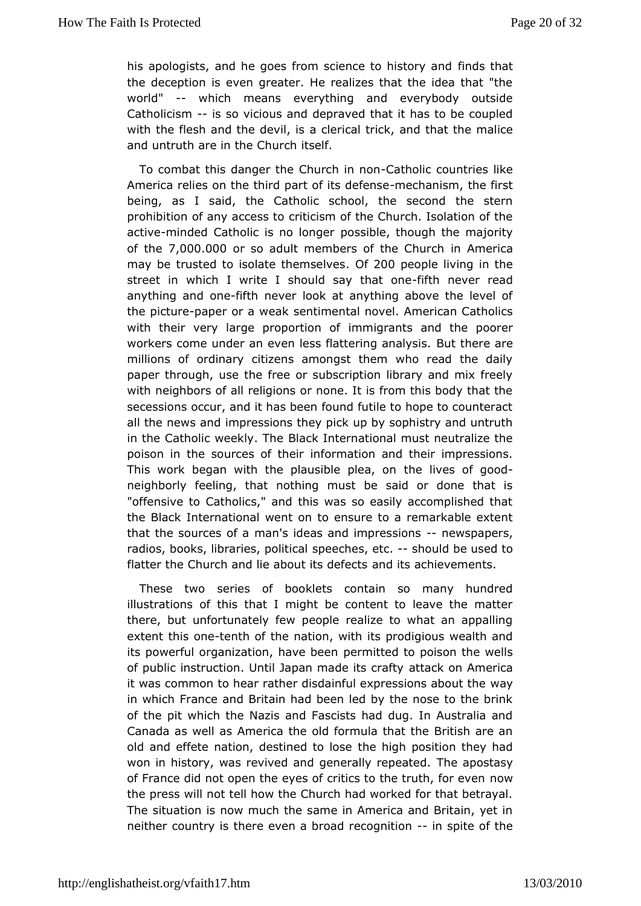his apologists, and he goes from science to history and finds that the deception is even greater. He realizes that the idea that "the world" -- which means everything and everybody outside Catholicism -- is so vicious and depraved that it has to be coupled with the flesh and the devil, is a clerical trick, and that the malice and untruth are in the Church itself.

To combat this danger the Church in non-Catholic countries like America relies on the third part of its defense-mechanism, the first being, as I said, the Catholic school, the second the stern prohibition of any access to criticism of the Church. Isolation of the active-minded Catholic is no longer possible, though the majority of the 7,000.000 or so adult members of the Church in America may be trusted to isolate themselves. Of 200 people living in the street in which I write I should say that one-fifth never read anything and one-fifth never look at anything above the level of the picture-paper or a weak sentimental novel. American Catholics with their very large proportion of immigrants and the poorer workers come under an even less flattering analysis. But there are millions of ordinary citizens amongst them who read the daily paper through, use the free or subscription library and mix freely with neighbors of all religions or none. It is from this body that the secessions occur, and it has been found futile to hope to counteract all the news and impressions they pick up by sophistry and untruth in the Catholic weekly. The Black International must neutralize the poison in the sources of their information and their impressions. This work began with the plausible plea, on the lives of good-neighborly feeling, that nothing must be said or done that is "offensive to Catholics," and this was so easily accomplished that the Black International went on to ensure to a remarkable extent that the sources of a man's ideas and impressions -- newspapers, radios, books, libraries, political speeches, etc. -- should be used to flatter the Church and lie about its defects and its achievements.

These two series of booklets contain so many hundred illustrations of this that I might be content to leave the matter there, but unfortunately few people realize to what an appalling extent this one-tenth of the nation, with its prodigious wealth and its powerful organization, have been permitted to poison the wells of public instruction. Until Japan made its crafty attack on America it was common to hear rather disdainful expressions about the way in which France and Britain had been led by the nose to the brink of the pit which the Nazis and Fascists had dug. In Australia and Canada as well as America the old formula that the British are an old and effete nation, destined to lose the high position they had won in history, was revived and generally repeated. The apostasy of France did not open the eyes of critics to the truth, for even now the press will not tell how the Church had worked for that betrayal. The situation is now much the same in America and Britain, yet in neither country is there even a broad recognition -- in spite of the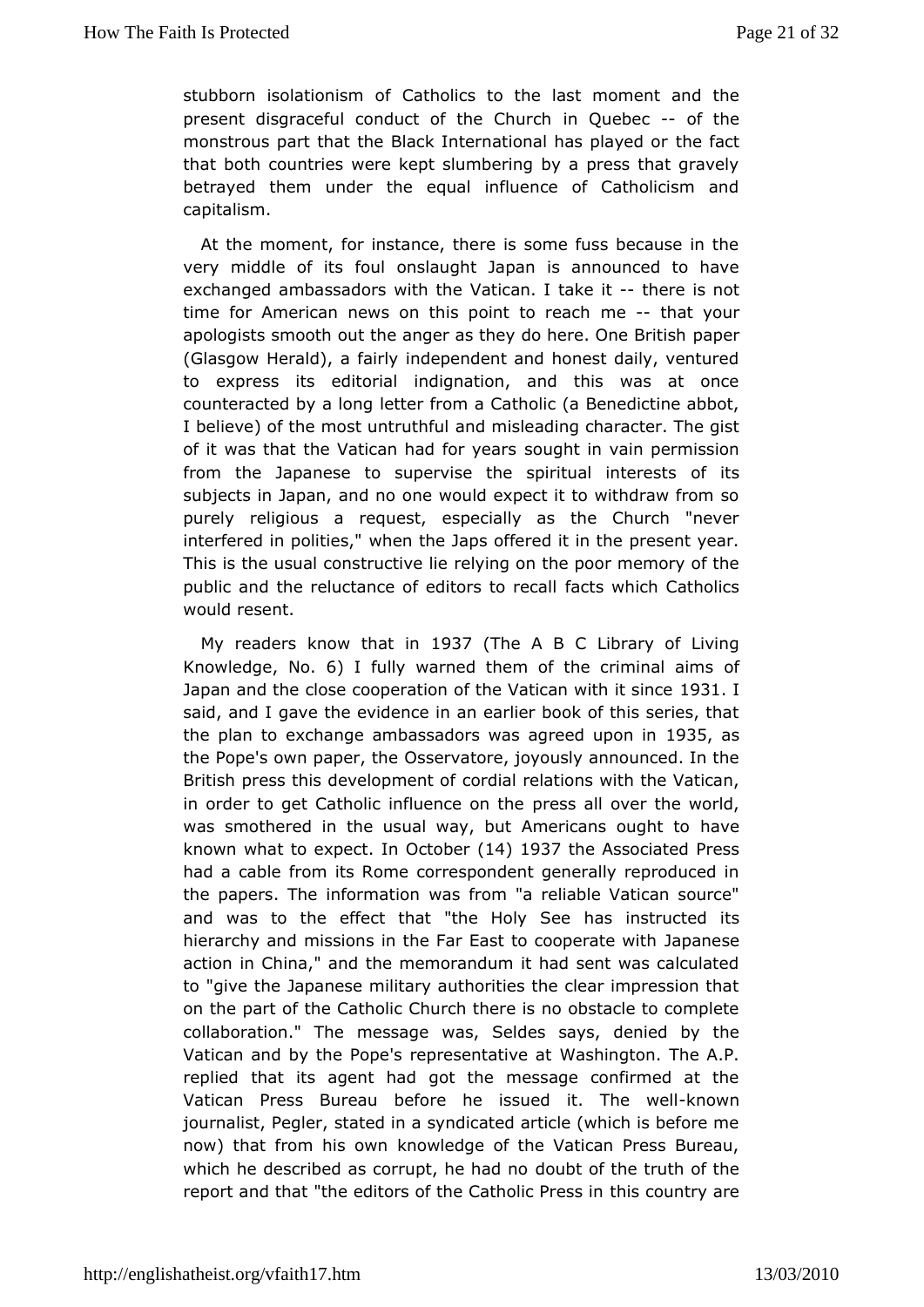stubborn isolationism of Catholics to the last moment and the present disgraceful conduct of the Church in Quebec -- of the monstrous part that the Black International has played or the fact that both countries were kept slumbering by a press that gravely betrayed them under the equal influence of Catholicism and capitalism.

At the moment, for instance, there is some fuss because in the very middle of its foul onslaught Japan is announced to have exchanged ambassadors with the Vatican. I take it -- there is not time for American news on this point to reach me -- that your apologists smooth out the anger as they do here. One British paper (Glasgow Herald), a fairly independent and honest daily, ventured to express its editorial indignation, and this was at once counteracted by a long letter from a Catholic (a Benedictine abbot, I believe) of the most untruthful and misleading character. The gist of it was that the Vatican had for years sought in vain permission from the Japanese to supervise the spiritual interests of its subjects in Japan, and no one would expect it to withdraw from so purely religious a request, especially as the Church "never interfered in polities," when the Japs offered it in the present year. This is the usual constructive lie relying on the poor memory of the public and the reluctance of editors to recall facts which Catholics would resent.

My readers know that in 1937 (The A B C Library of Living Knowledge, No. 6) I fully warned them of the criminal aims of Japan and the close cooperation of the Vatican with it since 1931. I said, and I gave the evidence in an earlier book of this series, that the plan to exchange ambassadors was agreed upon in 1935, as the Pope's own paper, the Osservatore, joyously announced. In the British press this development of cordial relations with the Vatican, in order to get Catholic influence on the press all over the world, was smothered in the usual way, but Americans ought to have known what to expect. In October (14) 1937 the Associated Press had a cable from its Rome correspondent generally reproduced in the papers. The information was from "a reliable Vatican source" and was to the effect that "the Holy See has instructed its hierarchy and missions in the Far East to cooperate with Japanese action in China," and the memorandum it had sent was calculated to "give the Japanese military authorities the clear impression that on the part of the Catholic Church there is no obstacle to complete collaboration." The message was, Seldes says, denied by the Vatican and by the Pope's representative at Washington. The A.P. replied that its agent had got the message confirmed at the Vatican Press Bureau before he issued it. The well-known journalist, Pegler, stated in a syndicated article (which is before me now) that from his own knowledge of the Vatican Press Bureau, which he described as corrupt, he had no doubt of the truth of the report and that "the editors of the Catholic Press in this country are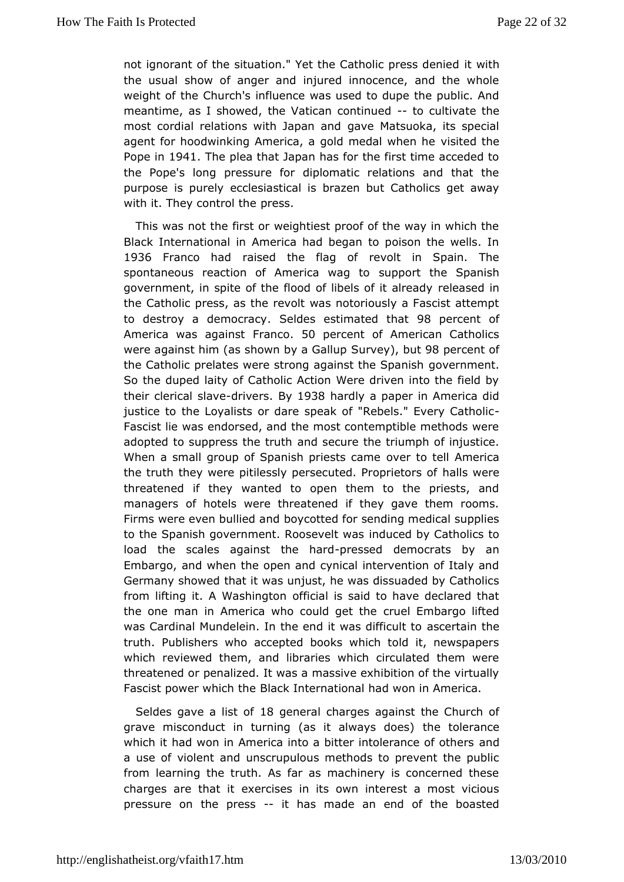not ignorant of the situation." Yet the Catholic press denied it with the usual show of anger and injured innocence, and the whole weight of the Church's influence was used to dupe the public. And meantime, as I showed, the Vatican continued -- to cultivate the most cordial relations with Japan and gave Matsuoka, its special agent for hoodwinking America, a gold medal when he visited the Pope in 1941. The plea that Japan has for the first time acceded to the Pope's long pressure for diplomatic relations and that the purpose is purely ecclesiastical is brazen but Catholics get away with it. They control the press.

This was not the first or weightiest proof of the way in which the Black International in America had began to poison the wells. In 1936 Franco had raised the flag of revolt in Spain. The spontaneous reaction of America wag to support the Spanish government, in spite of the flood of libels of it already released in the Catholic press, as the revolt was notoriously a Fascist attempt to destroy a democracy. Seldes estimated that 98 percent of America was against Franco. 50 percent of American Catholics were against him (as shown by a Gallup Survey), but 98 percent of the Catholic prelates were strong against the Spanish government. So the duped laity of Catholic Action Were driven into the field by their clerical slave-drivers. By 1938 hardly a paper in America did justice to the Loyalists or dare speak of "Rebels." Every Catholic-Fascist lie was endorsed, and the most contemptible methods were adopted to suppress the truth and secure the triumph of injustice. When a small group of Spanish priests came over to tell America the truth they were pitilessly persecuted. Proprietors of halls were threatened if they wanted to open them to the priests, and managers of hotels were threatened if they gave them rooms. Firms were even bullied and boycotted for sending medical supplies to the Spanish government. Roosevelt was induced by Catholics to load the scales against the hard-pressed democrats by an Embargo, and when the open and cynical intervention of Italy and Germany showed that it was unjust, he was dissuaded by Catholics from lifting it. A Washington official is said to have declared that the one man in America who could get the cruel Embargo lifted was Cardinal Mundelein. In the end it was difficult to ascertain the truth. Publishers who accepted books which told it, newspapers which reviewed them, and libraries which circulated them were threatened or penalized. It was a massive exhibition of the virtually Fascist power which the Black International had won in America.

Seldes gave a list of 18 general charges against the Church of grave misconduct in turning (as it always does) the tolerance which it had won in America into a bitter intolerance of others and a use of violent and unscrupulous methods to prevent the public from learning the truth. As far as machinery is concerned these charges are that it exercises in its own interest a most vicious pressure on the press -- it has made an end of the boasted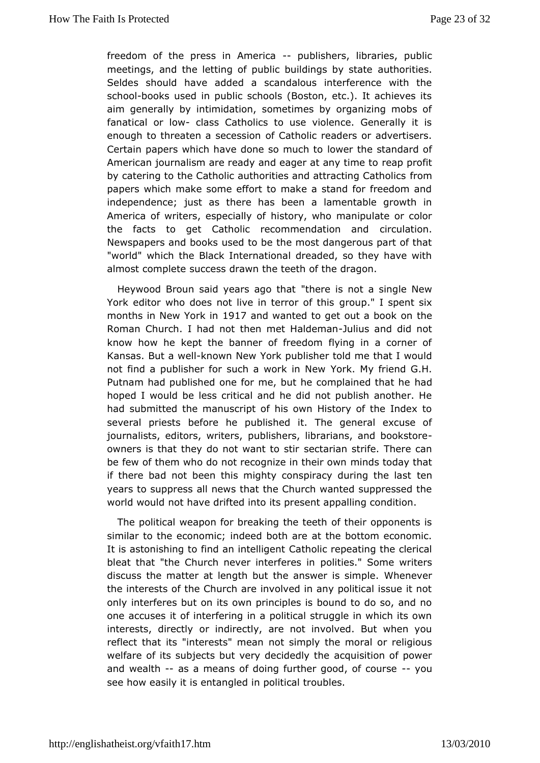freedom of the press in America -- publishers, libraries, public meetings, and the letting of public buildings by state authorities. Seldes should have added a scandalous interference with the school-books used in public schools (Boston, etc.). It achieves its aim generally by intimidation, sometimes by organizing mobs of fanatical or low- class Catholics to use violence. Generally it is enough to threaten a secession of Catholic readers or advertisers. Certain papers which have done so much to lower the standard of American journalism are ready and eager at any time to reap profit by catering to the Catholic authorities and attracting Catholics from papers which make some effort to make a stand for freedom and independence; just as there has been a lamentable growth in America of writers, especially of history, who manipulate or color the facts to get Catholic recommendation and circulation. Newspapers and books used to be the most dangerous part of that "world" which the Black International dreaded, so they have with almost complete success drawn the teeth of the dragon.

Heywood Broun said years ago that "there is not a single New York editor who does not live in terror of this group." I spent six months in New York in 1917 and wanted to get out a book on the Roman Church. I had not then met Haldeman-Julius and did not know how he kept the banner of freedom flying in a corner of Kansas. But a well-known New York publisher told me that I would not find a publisher for such a work in New York. My friend G.H. Putnam had published one for me, but he complained that he had hoped I would be less critical and he did not publish another. He had submitted the manuscript of his own History of the Index to several priests before he published it. The general excuse of journalists, editors, writers, publishers, librarians, and bookstore-owners is that they do not want to stir sectarian strife. There can be few of them who do not recognize in their own minds today that if there bad not been this mighty conspiracy during the last ten years to suppress all news that the Church wanted suppressed the world would not have drifted into its present appalling condition.

The political weapon for breaking the teeth of their opponents is similar to the economic; indeed both are at the bottom economic. It is astonishing to find an intelligent Catholic repeating the clerical bleat that "the Church never interferes in politics." Some writers discuss the matter at length but the answer is simple. Whenever the interests of the Church are involved in any political issue it not only interferes but on its own principles is bound to do so, and no one accuses it of interfering in a political struggle in which its own interests, directly or indirectly, are not involved. But when you reflect that its "interests" mean not simply the moral or religious welfare of its subjects but very decidedly the acquisition of power and wealth -- as a means of doing further good, of course -- you see how easily it is entangled in political troubles.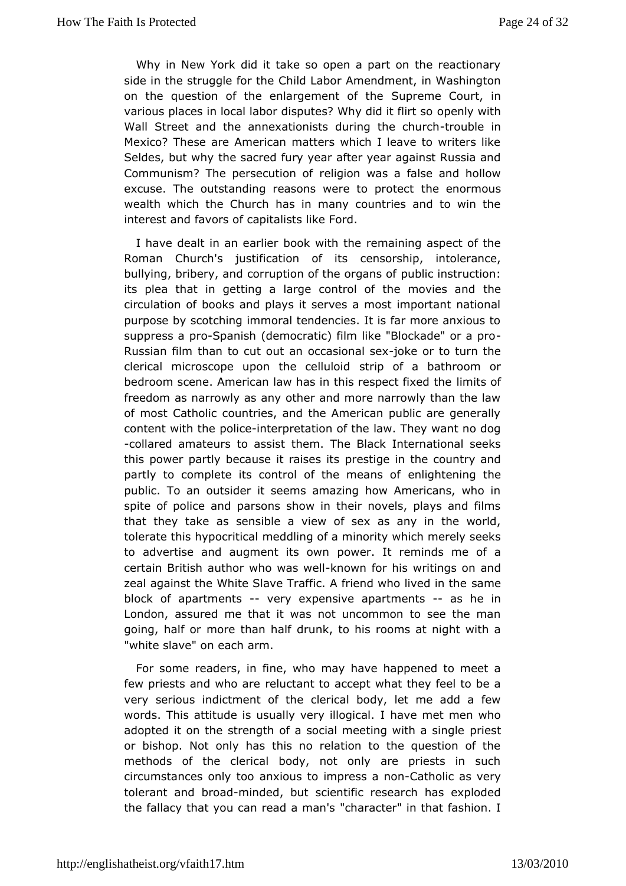Why in New York did it take so open a part on the reactionary side in the struggle for the Child Labor Amendment, in Washington on the question of the enlargement of the Supreme Court, in various places in local labor disputes? Why did it flirt so openly with Wall Street and the annexationists during the church-trouble in Mexico? These are American matters which I leave to writers like Seldes, but why the sacred fury year after year against Russia and Communism? The persecution of religion was a false and hollow excuse. The outstanding reasons were to protect the enormous wealth which the Church has in many countries and to win the interest and favors of capitalists like Ford.

I have dealt in an earlier book with the remaining aspect of the Roman Church's justification of its censorship, intolerance, bullying, bribery, and corruption of the organs of public instruction: its plea that in getting a large control of the movies and the circulation of books and plays it serves a most important national purpose by scotching immoral tendencies. It is far more anxious to suppress a pro-Spanish (democratic) film like "Blockade" or a pro-Russian film than to cut out an occasional sex-joke or to turn the clerical microscope upon the celluloid strip of a bathroom or bedroom scene. American law has in this respect fixed the limits of freedom as narrowly as any other and more narrowly than the law of most Catholic countries, and the American public are generally content with the police-interpretation of the law. They want no dog-collared amateurs to assist them. The Black International seeks this power partly because it raises its prestige in the country and partly to complete its control of the means of enlightening the public. To an outsider it seems amazing how Americans, who in spite of police and parsons show in their novels, plays and films that they take as sensible a view of sex as any in the world, tolerate this hypocritical meddling of a minority which merely seeks to advertise and augment its own power. It reminds me of a certain British author who was well-known for his writings on and zeal against the White Slave Traffic. A friend who lived in the same block of apartments -- very expensive apartments -- as he in London, assured me that it was not uncommon to see the man going, half or more than half drunk, to his rooms at night with a "white slave" on each arm.

For some readers, in fine, who may have happened to meet a few priests and who are reluctant to accept what they feel to be a very serious indictment of the clerical body, let me add a few words. This attitude is usually very illogical. I have met men who adopted it on the strength of a social meeting with a single priest or bishop. Not only has this no relation to the question of the methods of the clerical body, not only are priests in such circumstances only too anxious to impress a non-Catholic as very tolerant and broad-minded, but scientific research has exploded the fallacy that you can read a man's "character" in that fashion. I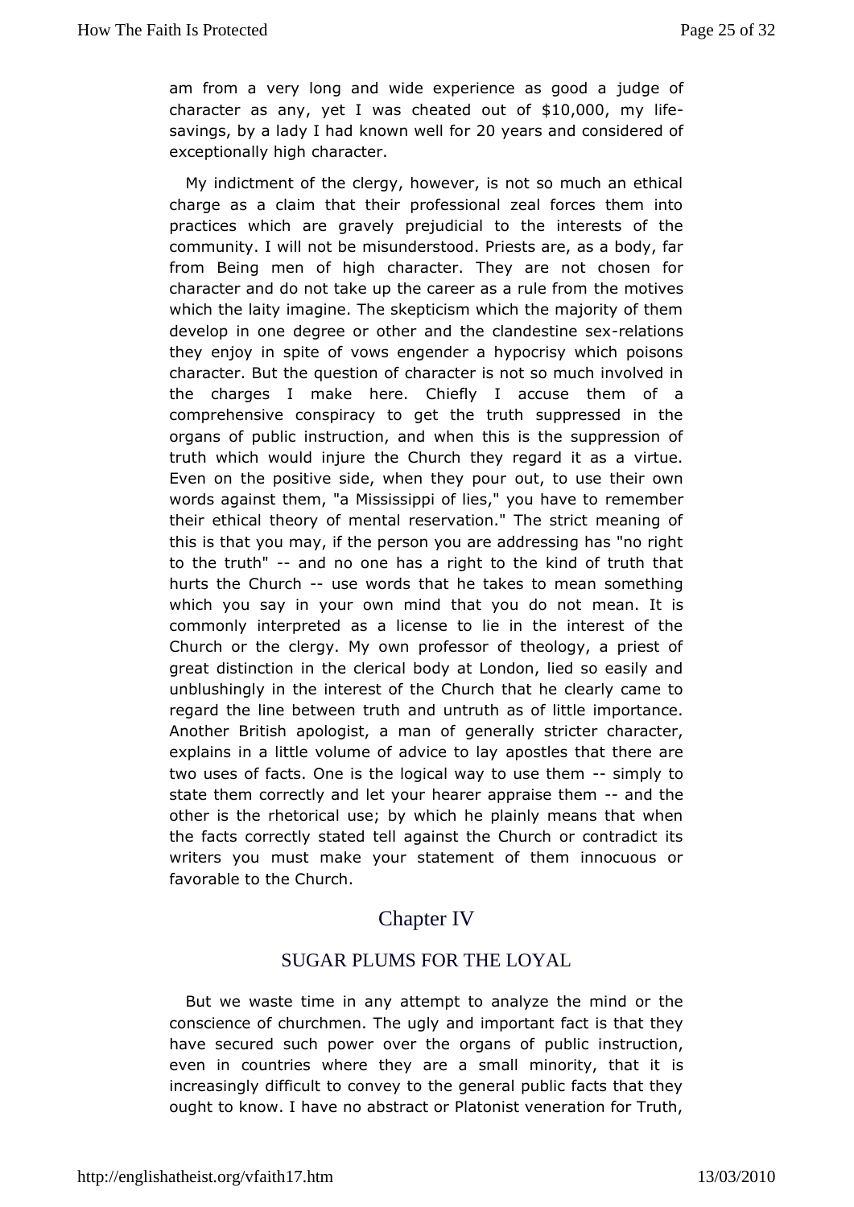am from a very long and wide experience as good a judge of character as any, yet I was cheated out of $10,000, my life-savings, by a lady I had known well for 20 years and considered of exceptionally high character.

My indictment of the clergy, however, is not so much an ethical charge as a claim that their professional zeal forces them into practices which are gravely prejudicial to the interests of the community. I will not be misunderstood. Priests are, as a body, far from Being men of high character. They are not chosen for character and do not take up the career as a rule from the motives which the laity imagine. The skepticism which the majority of them develop in one degree or other and the clandestine sex-relations they enjoy in spite of vows engender a hypocrisy which poisons character. But the question of character is not so much involved in the charges I make here. Chiefly I accuse them of a comprehensive conspiracy to get the truth suppressed in the organs of public instruction, and when this is the suppression of truth which would injure the Church they regard it as a virtue. Even on the positive side, when they pour out, to use their own words against them, "a Mississippi of lies," you have to remember their ethical theory of mental reservation." The strict meaning of this is that you may, if the person you are addressing has "no right to the truth" -- and no one has a right to the kind of truth that hurts the Church -- use words that he takes to mean something which you say in your own mind that you do not mean. It is commonly interpreted as a license to lie in the interest of the Church or the clergy. My own professor of theology, a priest of great distinction in the clerical body at London, lied so easily and unblushingly in the interest of the Church that he clearly came to regard the line between truth and untruth as of little importance. Another British apologist, a man of generally stricter character, explains in a little volume of advice to lay apostles that there are two uses of facts. One is the logical way to use them -- simply to state them correctly and let your hearer appraise them -- and the other is the rhetorical use; by which he plainly means that when the facts correctly stated tell against the Church or contradict its writers you must make your statement of them innocuous or favorable to the Church.

## Chapter IV

### SUGAR PLUMS FOR THE LOYAL

But we waste time in any attempt to analyze the mind or the conscience of churchmen. The ugly and important fact is that they have secured such power over the organs of public instruction, even in countries where they are a small minority, that it is increasingly difficult to convey to the general public facts that they ought to know. I have no abstract or Platonist veneration for Truth,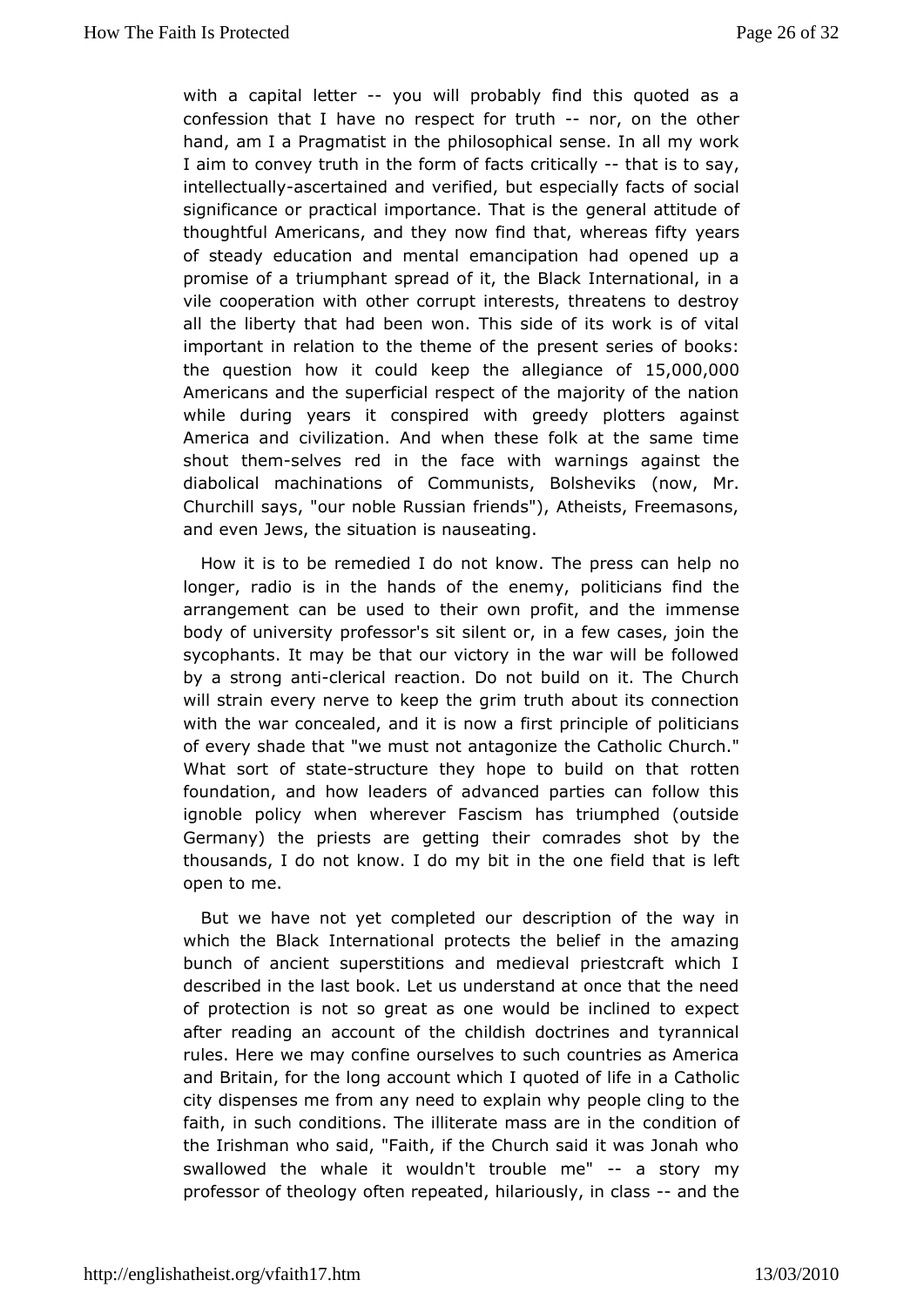with a capital letter -- you will probably find this quoted as a confession that I have no respect for truth -- nor, on the other hand, am I a Pragmatist in the philosophical sense. In all my work I aim to convey truth in the form of facts critically -- that is to say, intellectually-ascertained and verified, but especially facts of social significance or practical importance. That is the general attitude of thoughtful Americans, and they now find that, whereas fifty years of steady education and mental emancipation had opened up a promise of a triumphant spread of it, the Black International, in a vile cooperation with other corrupt interests, threatens to destroy all the liberty that had been won. This side of its work is of vital important in relation to the theme of the present series of books: the question how it could keep the allegiance of 15,000,000 Americans and the superficial respect of the majority of the nation while during years it conspired with greedy plotters against America and civilization. And when these folk at the same time shout them-selves red in the face with warnings against the diabolical machinations of Communists, Bolsheviks (now, Mr. Churchill says, "our noble Russian friends"), Atheists, Freemasons, and even Jews, the situation is nauseating.

How it is to be remedied I do not know. The press can help no longer, radio is in the hands of the enemy, politicians find the arrangement can be used to their own profit, and the immense body of university professor's sit silent or, in a few cases, join the sycophants. It may be that our victory in the war will be followed by a strong anti-clerical reaction. Do not build on it. The Church will strain every nerve to keep the grim truth about its connection with the war concealed, and it is now a first principle of politicians of every shade that "we must not antagonize the Catholic Church." What sort of state-structure they hope to build on that rotten foundation, and how leaders of advanced parties can follow this ignoble policy when wherever Fascism has triumphed (outside Germany) the priests are getting their comrades shot by the thousands, I do not know. I do my bit in the one field that is left open to me.

But we have not yet completed our description of the way in which the Black International protects the belief in the amazing bunch of ancient superstitions and medieval priestcraft which I described in the last book. Let us understand at once that the need of protection is not so great as one would be inclined to expect after reading an account of the childish doctrines and tyrannical rules. Here we may confine ourselves to such countries as America and Britain, for the long account which I quoted of life in a Catholic city dispenses me from any need to explain why people cling to the faith, in such conditions. The illiterate mass are in the condition of the Irishman who said, "Faith, if the Church said it was Jonah who swallowed the whale it wouldn't trouble me" -- a story my professor of theology often repeated, hilariously, in class -- and the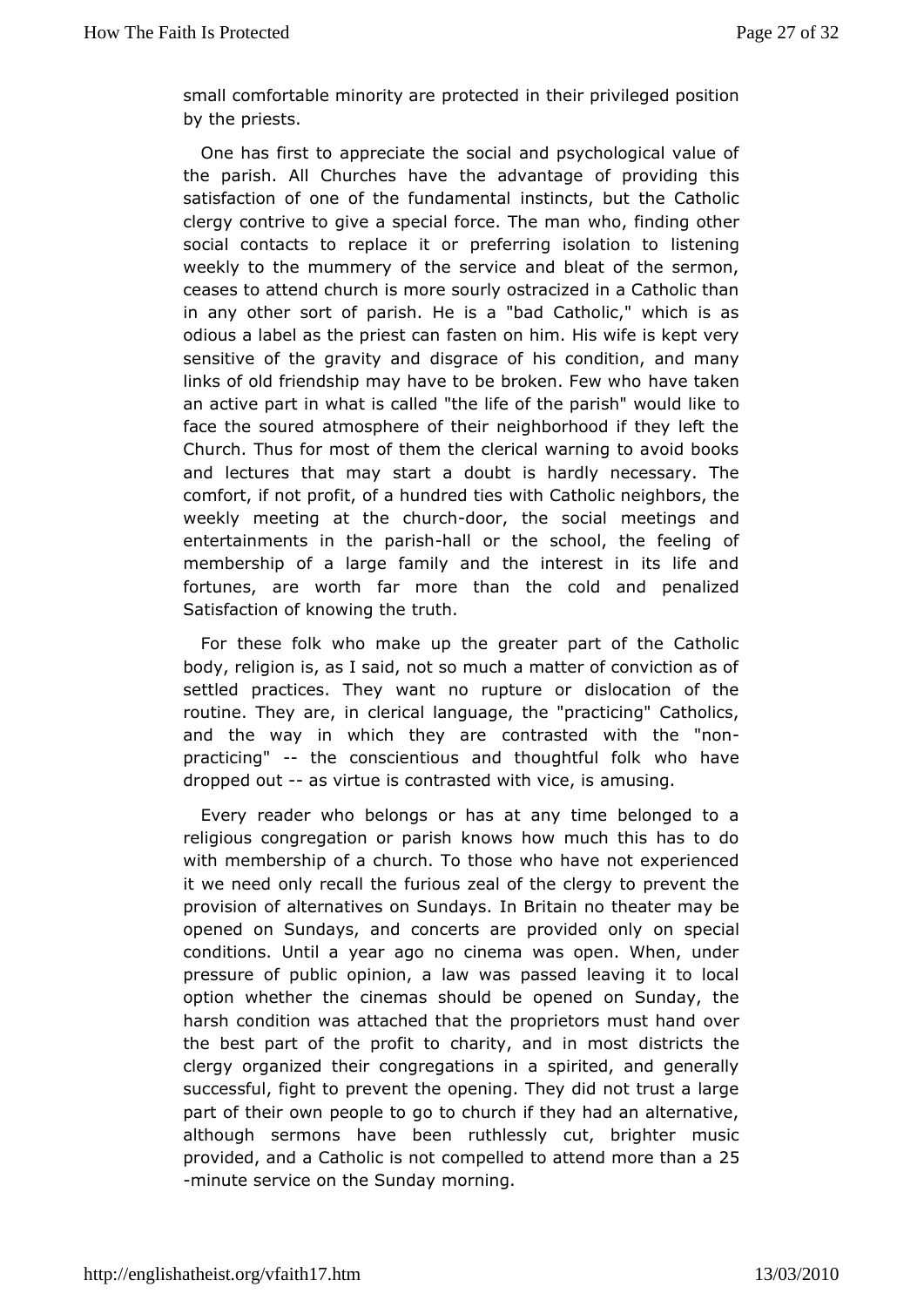small comfortable minority are protected in their privileged position by the priests.

One has first to appreciate the social and psychological value of the parish. All Churches have the advantage of providing this satisfaction of one of the fundamental instincts, but the Catholic clergy contrive to give a special force. The man who, finding other social contacts to replace it or preferring isolation to listening weekly to the mummery of the service and bleat of the sermon, ceases to attend church is more sourly ostracized in a Catholic than in any other sort of parish. He is a "bad Catholic," which is as odious a label as the priest can fasten on him. His wife is kept very sensitive of the gravity and disgrace of his condition, and many links of old friendship may have to be broken. Few who have taken an active part in what is called "the life of the parish" would like to face the soured atmosphere of their neighborhood if they left the Church. Thus for most of them the clerical warning to avoid books and lectures that may start a doubt is hardly necessary. The comfort, if not profit, of a hundred ties with Catholic neighbors, the weekly meeting at the church-door, the social meetings and entertainments in the parish-hall or the school, the feeling of membership of a large family and the interest in its life and fortunes, are worth far more than the cold and penalized Satisfaction of knowing the truth.

For these folk who make up the greater part of the Catholic body, religion is, as I said, not so much a matter of conviction as of settled practices. They want no rupture or dislocation of the routine. They are, in clerical language, the "practicing" Catholics, and the way in which they are contrasted with the "non-practicing" -- the conscientious and thoughtful folk who have dropped out -- as virtue is contrasted with vice, is amusing.

Every reader who belongs or has at any time belonged to a religious congregation or parish knows how much this has to do with membership of a church. To those who have not experienced it we need only recall the furious zeal of the clergy to prevent the provision of alternatives on Sundays. In Britain no theater may be opened on Sundays, and concerts are provided only on special conditions. Until a year ago no cinema was open. When, under pressure of public opinion, a law was passed leaving it to local option whether the cinemas should be opened on Sunday, the harsh condition was attached that the proprietors must hand over the best part of the profit to charity, and in most districts the clergy organized their congregations in a spirited, and generally successful, fight to prevent the opening. They did not trust a large part of their own people to go to church if they had an alternative, although sermons have been ruthlessly cut, brighter music provided, and a Catholic is not compelled to attend more than a 25-minute service on the Sunday morning.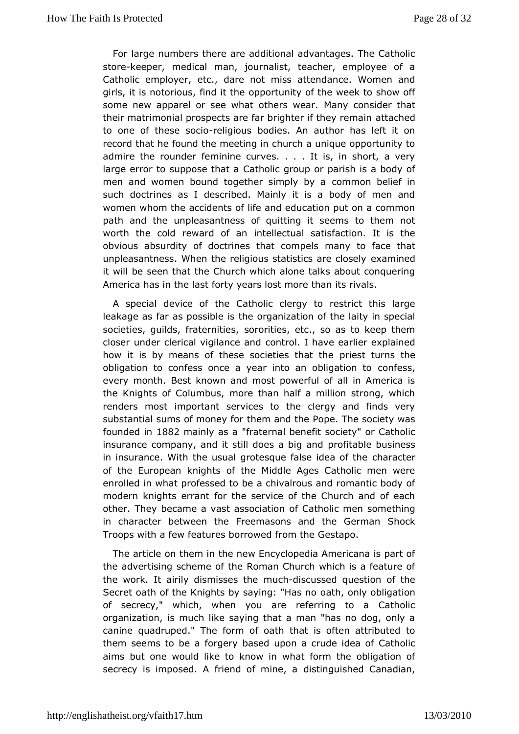For large numbers there are additional advantages. The Catholic store-keeper, medical man, journalist, teacher, employee of a Catholic employer, etc., dare not miss attendance. Women and girls, it is notorious, find it the opportunity of the week to show off some new apparel or see what others wear. Many consider that their matrimonial prospects are far brighter if they remain attached to one of these socio-religious bodies. An author has left it on record that he found the meeting in church a unique opportunity to admire the rounder feminine curves. . . . It is, in short, a very large error to suppose that a Catholic group or parish is a body of men and women bound together simply by a common belief in such doctrines as I described. Mainly it is a body of men and women whom the accidents of life and education put on a common path and the unpleasantness of quitting it seems to them not worth the cold reward of an intellectual satisfaction. It is the obvious absurdity of doctrines that compels many to face that unpleasantness. When the religious statistics are closely examined it will be seen that the Church which alone talks about conquering America has in the last forty years lost more than its rivals.

A special device of the Catholic clergy to restrict this large leakage as far as possible is the organization of the laity in special societies, guilds, fraternities, sororities, etc., so as to keep them closer under clerical vigilance and control. I have earlier explained how it is by means of these societies that the priest turns the obligation to confess once a year into an obligation to confess, every month. Best known and most powerful of all in America is the Knights of Columbus, more than half a million strong, which renders most important services to the clergy and finds very substantial sums of money for them and the Pope. The society was founded in 1882 mainly as a "fraternal benefit society" or Catholic insurance company, and it still does a big and profitable business in insurance. With the usual grotesque false idea of the character of the European knights of the Middle Ages Catholic men were enrolled in what professed to be a chivalrous and romantic body of modern knights errant for the service of the Church and of each other. They became a vast association of Catholic men something in character between the Freemasons and the German Shock Troops with a few features borrowed from the Gestapo.

The article on them in the new Encyclopedia Americana is part of the advertising scheme of the Roman Church which is a feature of the work. It airily dismisses the much-discussed question of the Secret oath of the Knights by saying: "Has no oath, only obligation of secrecy," which, when you are referring to a Catholic organization, is much like saying that a man "has no dog, only a canine quadruped." The form of oath that is often attributed to them seems to be a forgery based upon a crude idea of Catholic aims but one would like to know in what form the obligation of secrecy is imposed. A friend of mine, a distinguished Canadian,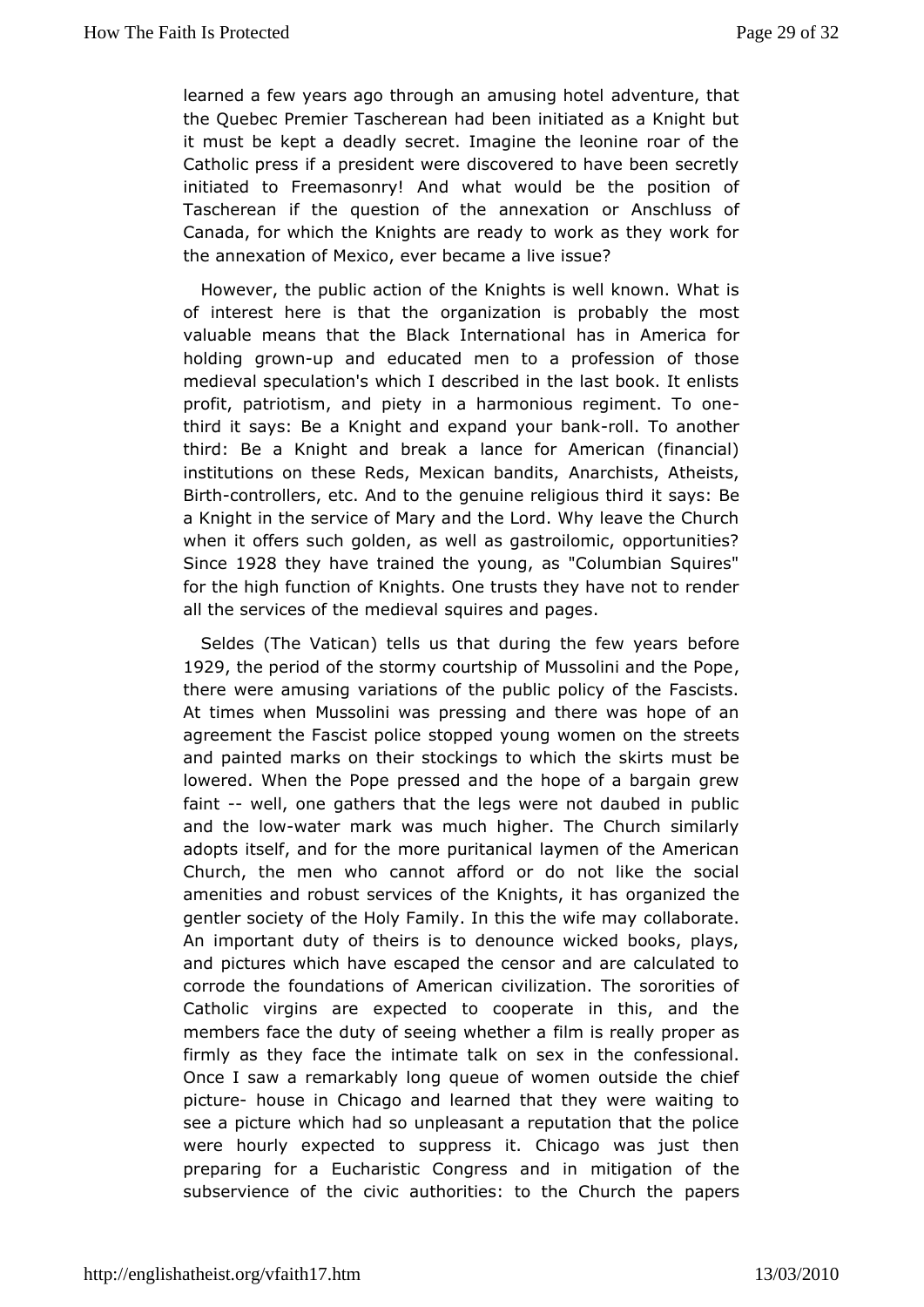learned a few years ago through an amusing hotel adventure, that the Quebec Premier Taschereau had been initiated as a Knight but it must be kept a deadly secret. Imagine the leonine roar of the Catholic press if a president were discovered to have been secretly initiated to Freemasonry! And what would be the position of Taschereau if the question of the annexation or Anschluss of Canada, for which the Knights are ready to work as they work for the annexation of Mexico, ever became a live issue?

However, the public action of the Knights is well known. What is of interest here is that the organization is probably the most valuable means that the Black International has in America for holding grown-up and educated men to a profession of those medieval speculation's which I described in the last book. It enlists profit, patriotism, and piety in a harmonious regiment. To one-third it says: Be a Knight and expand your bank-roll. To another third: Be a Knight and break a lance for American (financial) institutions on these Reds, Mexican bandits, Anarchists, Atheists, Birth-controllers, etc. And to the genuine religious third it says: Be a Knight in the service of Mary and the Lord. Why leave the Church when it offers such golden, as well as gastroilomic, opportunities? Since 1928 they have trained the young, as "Columbian Squires" for the high function of Knights. One trusts they have not to render all the services of the medieval squires and pages.

Seldes (The Vatican) tells us that during the few years before 1929, the period of the stormy courtship of Mussolini and the Pope, there were amusing variations of the public policy of the Fascists. At times when Mussolini was pressing and there was hope of an agreement the Fascist police stopped young women on the streets and painted marks on their stockings to which the skirts must be lowered. When the Pope pressed and the hope of a bargain grew faint -- well, one gathers that the legs were not daubed in public and the low-water mark was much higher. The Church similarly adopts itself, and for the more puritanical laymen of the American Church, the men who cannot afford or do not like the social amenities and robust services of the Knights, it has organized the gentler society of the Holy Family. In this the wife may collaborate. An important duty of theirs is to denounce wicked books, plays, and pictures which have escaped the censor and are calculated to corrode the foundations of American civilization. The sororities of Catholic virgins are expected to cooperate in this, and the members face the duty of seeing whether a film is really proper as firmly as they face the intimate talk on sex in the confessional. Once I saw a remarkably long queue of women outside the chief picture- house in Chicago and learned that they were waiting to see a picture which had so unpleasant a reputation that the police were hourly expected to suppress it. Chicago was just then preparing for a Eucharistic Congress and in mitigation of the subservience of the civic authorities: to the Church the papers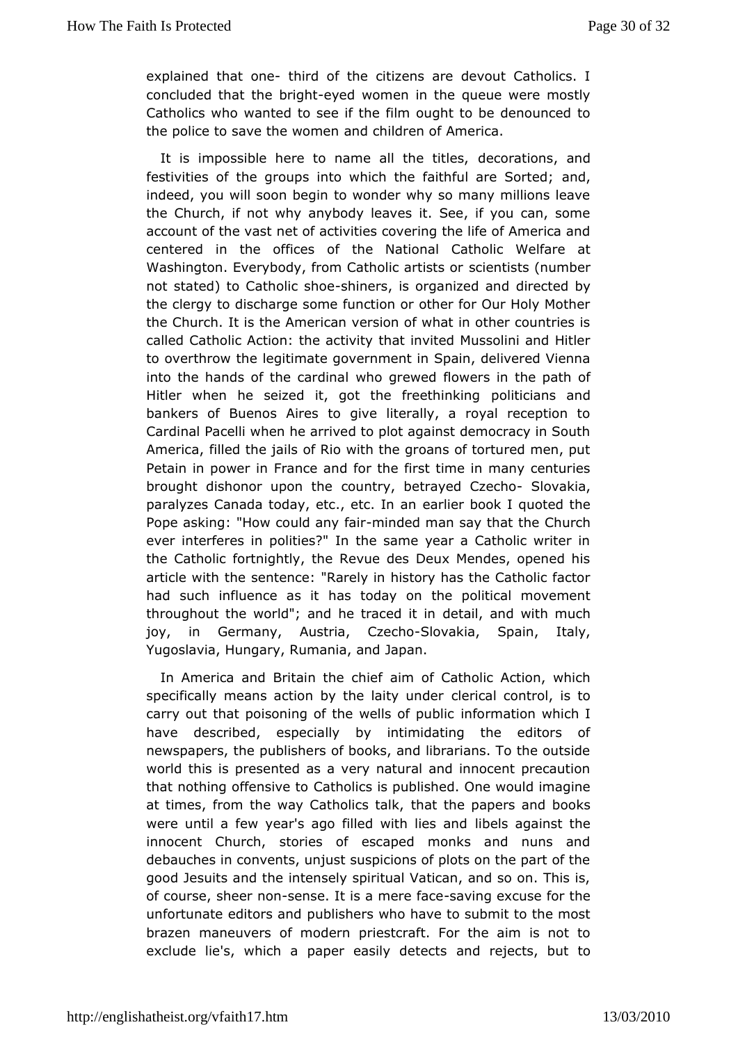explained that one- third of the citizens are devout Catholics. I concluded that the bright-eyed women in the queue were mostly Catholics who wanted to see if the film ought to be denounced to the police to save the women and children of America.

It is impossible here to name all the titles, decorations, and festivities of the groups into which the faithful are Sorted; and, indeed, you will soon begin to wonder why so many millions leave the Church, if not why anybody leaves it. See, if you can, some account of the vast net of activities covering the life of America and centered in the offices of the National Catholic Welfare at Washington. Everybody, from Catholic artists or scientists (number not stated) to Catholic shoe-shiners, is organized and directed by the clergy to discharge some function or other for Our Holy Mother the Church. It is the American version of what in other countries is called Catholic Action: the activity that invited Mussolini and Hitler to overthrow the legitimate government in Spain, delivered Vienna into the hands of the cardinal who grewed flowers in the path of Hitler when he seized it, got the freethinking politicians and bankers of Buenos Aires to give literally, a royal reception to Cardinal Pacelli when he arrived to plot against democracy in South America, filled the jails of Rio with the groans of tortured men, put Petain in power in France and for the first time in many centuries brought dishonor upon the country, betrayed Czecho- Slovakia, paralyzes Canada today, etc., etc. In an earlier book I quoted the Pope asking: "How could any fair-minded man say that the Church ever interferes in polities?" In the same year a Catholic writer in the Catholic fortnightly, the Revue des Deux Mendes, opened his article with the sentence: "Rarely in history has the Catholic factor had such influence as it has today on the political movement throughout the world"; and he traced it in detail, and with much joy, in Germany, Austria, Czecho-Slovakia, Spain, Italy, Yugoslavia, Hungary, Rumania, and Japan.

In America and Britain the chief aim of Catholic Action, which specifically means action by the laity under clerical control, is to carry out that poisoning of the wells of public information which I have described, especially by intimidating the editors of newspapers, the publishers of books, and librarians. To the outside world this is presented as a very natural and innocent precaution that nothing offensive to Catholics is published. One would imagine at times, from the way Catholics talk, that the papers and books were until a few year's ago filled with lies and libels against the innocent Church, stories of escaped monks and nuns and debauches in convents, unjust suspicions of plots on the part of the good Jesuits and the intensely spiritual Vatican, and so on. This is, of course, sheer non-sense. It is a mere face-saving excuse for the unfortunate editors and publishers who have to submit to the most brazen maneuvers of modern priestcraft. For the aim is not to exclude lie's, which a paper easily detects and rejects, but to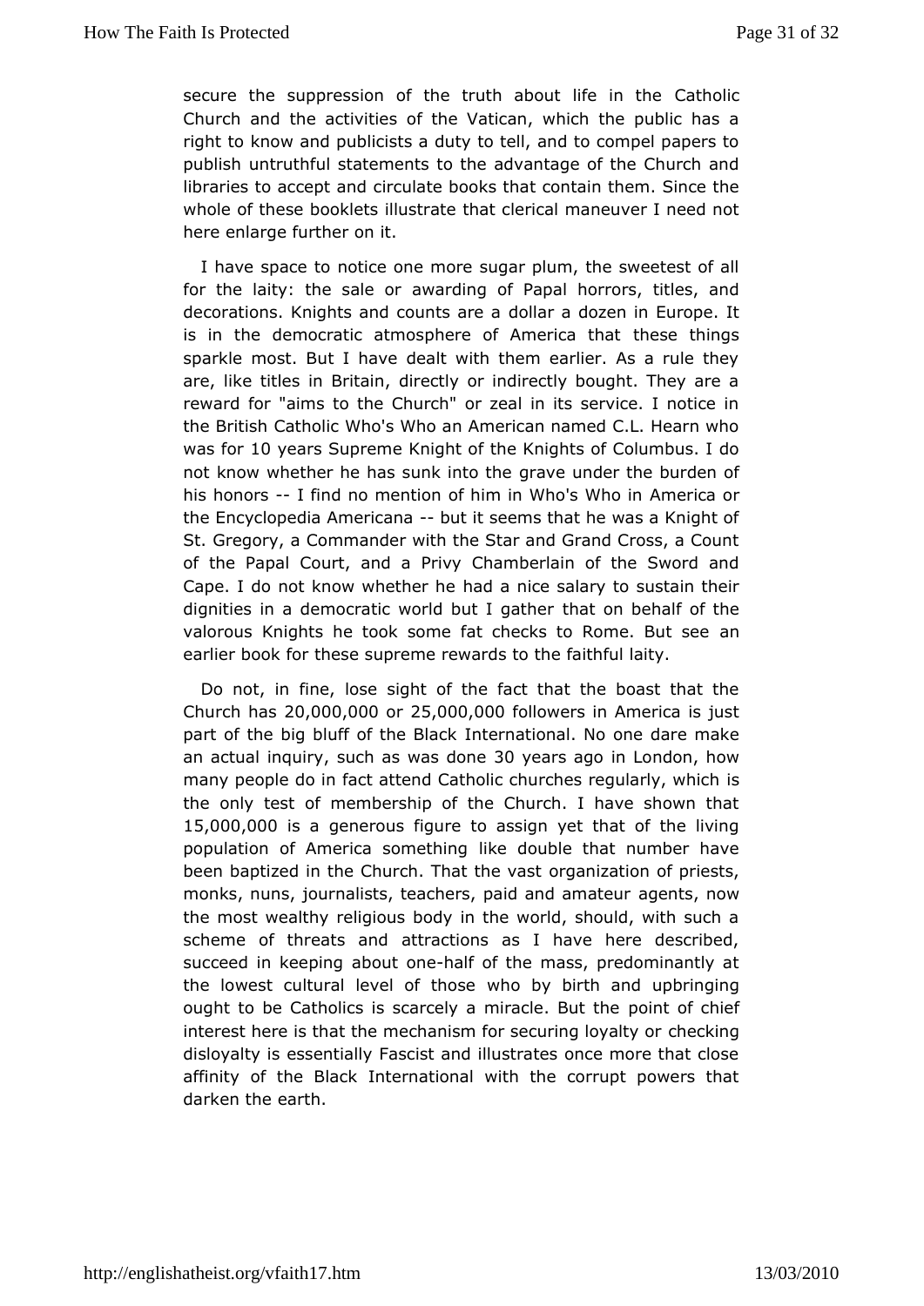secure the suppression of the truth about life in the Catholic Church and the activities of the Vatican, which the public has a right to know and publicists a duty to tell, and to compel papers to publish untruthful statements to the advantage of the Church and libraries to accept and circulate books that contain them. Since the whole of these booklets illustrate that clerical maneuver I need not here enlarge further on it.

I have space to notice one more sugar plum, the sweetest of all for the laity: the sale or awarding of Papal horrors, titles, and decorations. Knights and counts are a dollar a dozen in Europe. It is in the democratic atmosphere of America that these things sparkle most. But I have dealt with them earlier. As a rule they are, like titles in Britain, directly or indirectly bought. They are a reward for "aims to the Church" or zeal in its service. I notice in the British Catholic Who's Who an American named C.L. Hearn who was for 10 years Supreme Knight of the Knights of Columbus. I do not know whether he has sunk into the grave under the burden of his honors -- I find no mention of him in Who's Who in America or the Encyclopedia Americana -- but it seems that he was a Knight of St. Gregory, a Commander with the Star and Grand Cross, a Count of the Papal Court, and a Privy Chamberlain of the Sword and Cape. I do not know whether he had a nice salary to sustain their dignities in a democratic world but I gather that on behalf of the valorous Knights he took some fat checks to Rome. But see an earlier book for these supreme rewards to the faithful laity.

Do not, in fine, lose sight of the fact that the boast that the Church has 20,000,000 or 25,000,000 followers in America is just part of the big bluff of the Black International. No one dare make an actual inquiry, such as was done 30 years ago in London, how many people do in fact attend Catholic churches regularly, which is the only test of membership of the Church. I have shown that 15,000,000 is a generous figure to assign yet that of the living population of America something like double that number have been baptized in the Church. That the vast organization of priests, monks, nuns, journalists, teachers, paid and amateur agents, now the most wealthy religious body in the world, should, with such a scheme of threats and attractions as I have here described, succeed in keeping about one-half of the mass, predominantly at the lowest cultural level of those who by birth and upbringing ought to be Catholics is scarcely a miracle. But the point of chief interest here is that the mechanism for securing loyalty or checking disloyalty is essentially Fascist and illustrates once more that close affinity of the Black International with the corrupt powers that darken the earth.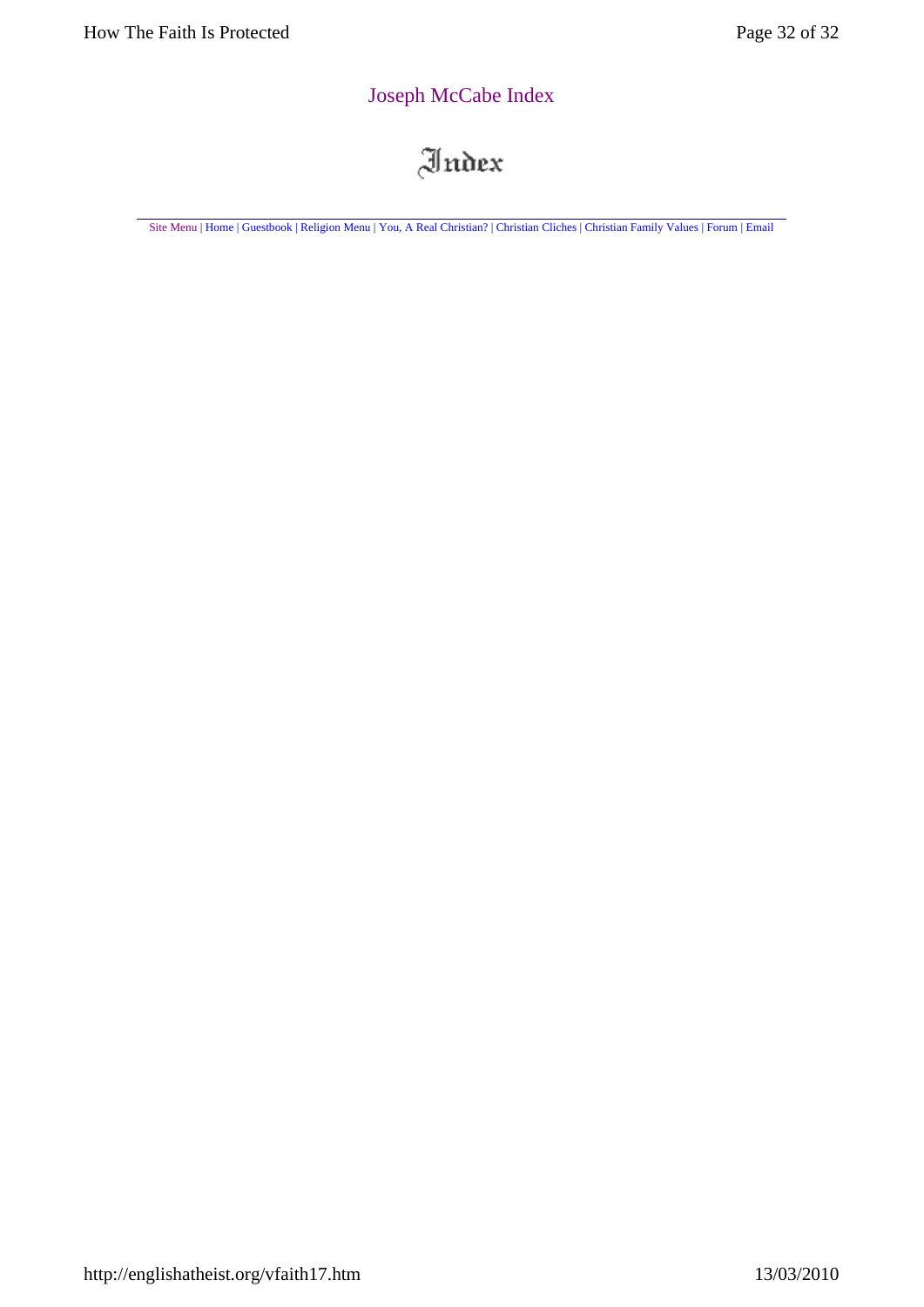Joseph McCabe Index

Index

---

Site Menu | Home | Guestbook | Religion Menu | You, A Real Christian? | Christian Cliches | Christian Family Values | Forum | Email